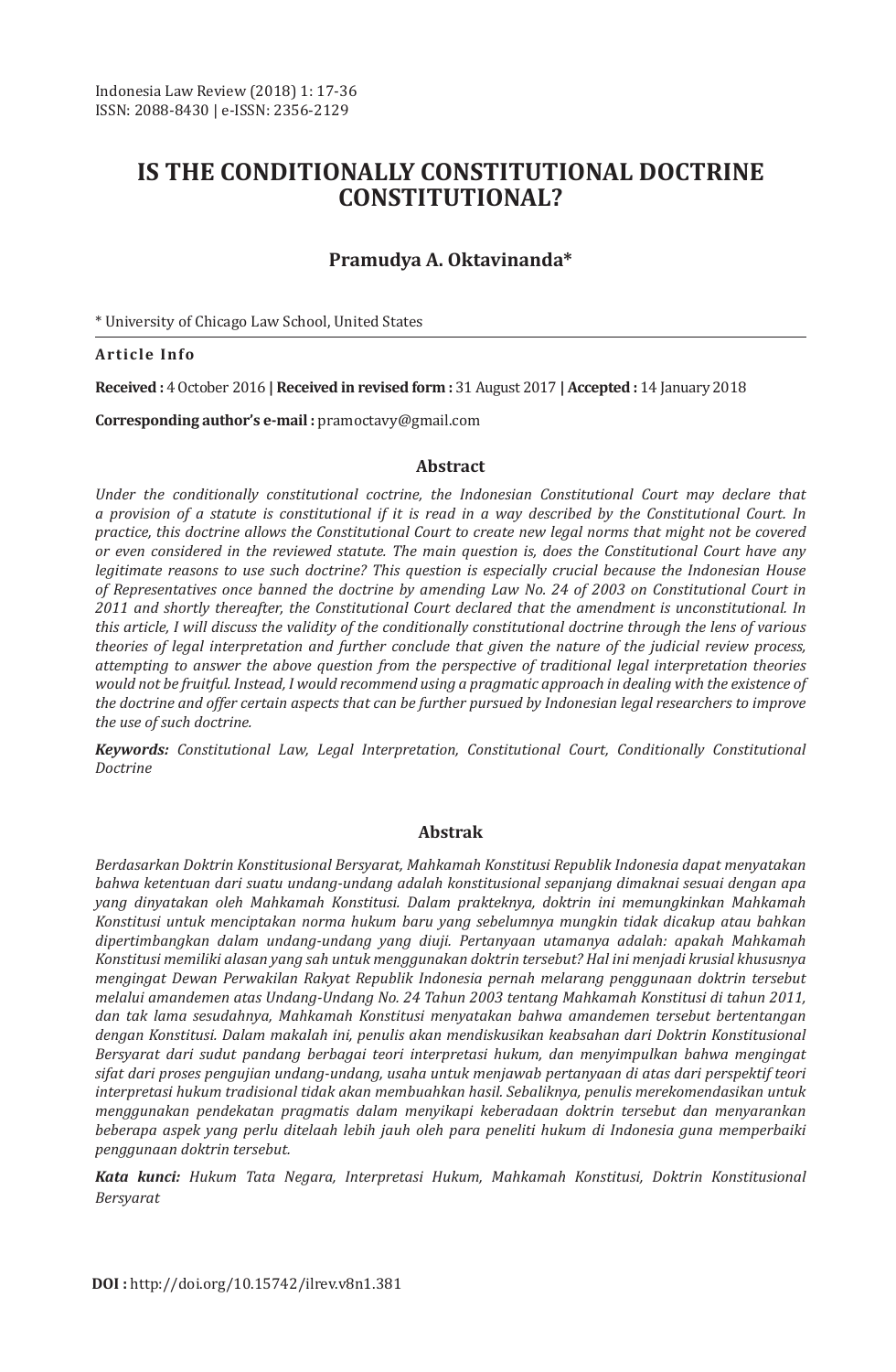# IS THE CONDITIONALLY CONSTITUTIONAL DOCTRINE CONSTITUTIONAL?

**Pramudya A. Oktavinanda***

* University of Chicago Law School, United States

**Article Info**

**Received :** 4 October 2016 **| Received in revised form :** 31 August 2017 **| Accepted :** 14 January 2018

**Corresponding author's e-mail :** pramoctavy@gmail.com

## Abstract

*Under the conditionally constitutional coctrine, the Indonesian Constitutional Court may declare that a provision of a statute is constitutional if it is read in a way described by the Constitutional Court. In practice, this doctrine allows the Constitutional Court to create new legal norms that might not be covered or even considered in the reviewed statute. The main question is, does the Constitutional Court have any legitimate reasons to use such doctrine? This question is especially crucial because the Indonesian House of Representatives once banned the doctrine by amending Law No. 24 of 2003 on Constitutional Court in 2011 and shortly thereafter, the Constitutional Court declared that the amendment is unconstitutional. In this article, I will discuss the validity of the conditionally constitutional doctrine through the lens of various theories of legal interpretation and further conclude that given the nature of the judicial review process, attempting to answer the above question from the perspective of traditional legal interpretation theories would not be fruitful. Instead, I would recommend using a pragmatic approach in dealing with the existence of the doctrine and offer certain aspects that can be further pursued by Indonesian legal researchers to improve the use of such doctrine.*

***Keywords:*** *Constitutional Law, Legal Interpretation, Constitutional Court, Conditionally Constitutional Doctrine*

## Abstrak

*Berdasarkan Doktrin Konstitusional Bersyarat, Mahkamah Konstitusi Republik Indonesia dapat menyatakan bahwa ketentuan dari suatu undang-undang adalah konstitusional sepanjang dimaknai sesuai dengan apa yang dinyatakan oleh Mahkamah Konstitusi. Dalam prakteknya, doktrin ini memungkinkan Mahkamah Konstitusi untuk menciptakan norma hukum baru yang sebelumnya mungkin tidak dicakup atau bahkan dipertimbangkan dalam undang-undang yang diuji. Pertanyaan utamanya adalah: apakah Mahkamah Konstitusi memiliki alasan yang sah untuk menggunakan doktrin tersebut? Hal ini menjadi krusial khususnya mengingat Dewan Perwakilan Rakyat Republik Indonesia pernah melarang penggunaan doktrin tersebut melalui amandemen atas Undang-Undang No. 24 Tahun 2003 tentang Mahkamah Konstitusi di tahun 2011, dan tak lama sesudahnya, Mahkamah Konstitusi menyatakan bahwa amandemen tersebut bertentangan dengan Konstitusi. Dalam makalah ini, penulis akan mendiskusikan keabsahan dari Doktrin Konstitusional Bersyarat dari sudut pandang berbagai teori interpretasi hukum, dan menyimpulkan bahwa mengingat sifat dari proses pengujian undang-undang, usaha untuk menjawab pertanyaan di atas dari perspektif teori interpretasi hukum tradisional tidak akan membuahkan hasil. Sebaliknya, penulis merekomendasikan untuk menggunakan pendekatan pragmatis dalam menyikapi keberadaan doktrin tersebut dan menyarankan beberapa aspek yang perlu ditelaah lebih jauh oleh para peneliti hukum di Indonesia guna memperbaiki penggunaan doktrin tersebut.*

***Kata kunci:*** *Hukum Tata Negara, Interpretasi Hukum, Mahkamah Konstitusi, Doktrin Konstitusional Bersyarat*

**DOI :** http://doi.org/10.15742/ilrev.v8n1.381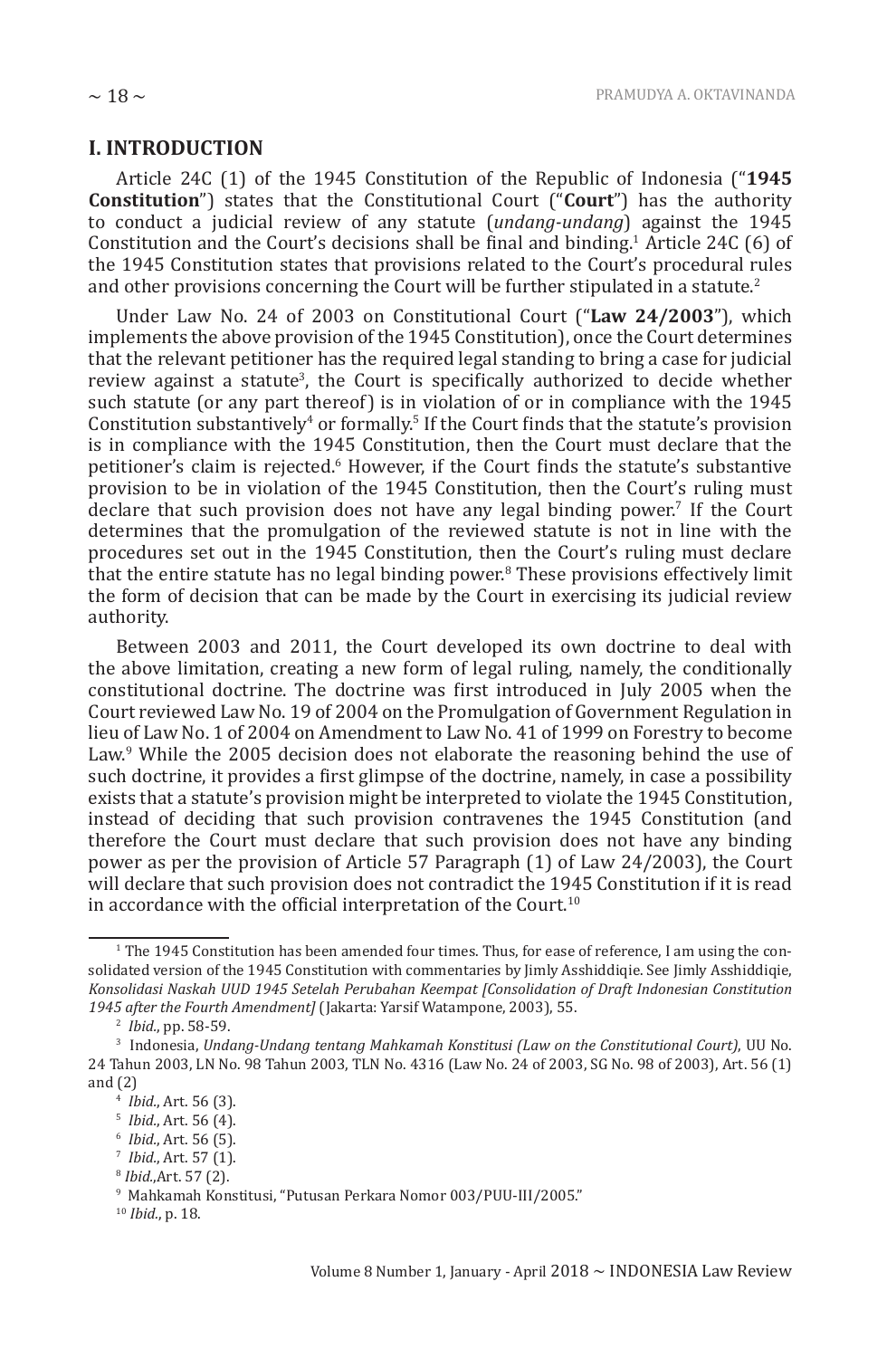## I. INTRODUCTION

Article 24C (1) of the 1945 Constitution of the Republic of Indonesia ("**1945 Constitution**") states that the Constitutional Court ("**Court**") has the authority to conduct a judicial review of any statute (*undang-undang*) against the 1945 Constitution and the Court's decisions shall be final and binding.[1] Article 24C (6) of the 1945 Constitution states that provisions related to the Court's procedural rules and other provisions concerning the Court will be further stipulated in a statute.[2]

Under Law No. 24 of 2003 on Constitutional Court ("**Law 24/2003**"), which implements the above provision of the 1945 Constitution), once the Court determines that the relevant petitioner has the required legal standing to bring a case for judicial review against a statute[3], the Court is specifically authorized to decide whether such statute (or any part thereof) is in violation of or in compliance with the 1945 Constitution substantively[4] or formally.[5] If the Court finds that the statute's provision is in compliance with the 1945 Constitution, then the Court must declare that the petitioner's claim is rejected.[6] However, if the Court finds the statute's substantive provision to be in violation of the 1945 Constitution, then the Court's ruling must declare that such provision does not have any legal binding power.[7] If the Court determines that the promulgation of the reviewed statute is not in line with the procedures set out in the 1945 Constitution, then the Court's ruling must declare that the entire statute has no legal binding power.[8] These provisions effectively limit the form of decision that can be made by the Court in exercising its judicial review authority.

Between 2003 and 2011, the Court developed its own doctrine to deal with the above limitation, creating a new form of legal ruling, namely, the conditionally constitutional doctrine. The doctrine was first introduced in July 2005 when the Court reviewed Law No. 19 of 2004 on the Promulgation of Government Regulation in lieu of Law No. 1 of 2004 on Amendment to Law No. 41 of 1999 on Forestry to become Law.[9] While the 2005 decision does not elaborate the reasoning behind the use of such doctrine, it provides a first glimpse of the doctrine, namely, in case a possibility exists that a statute's provision might be interpreted to violate the 1945 Constitution, instead of deciding that such provision contravenes the 1945 Constitution (and therefore the Court must declare that such provision does not have any binding power as per the provision of Article 57 Paragraph (1) of Law 24/2003), the Court will declare that such provision does not contradict the 1945 Constitution if it is read in accordance with the official interpretation of the Court.[10]

---

[1] The 1945 Constitution has been amended four times. Thus, for ease of reference, I am using the consolidated version of the 1945 Constitution with commentaries by Jimly Asshiddiqie. See Jimly Asshiddiqie, *Konsolidasi Naskah UUD 1945 Setelah Perubahan Keempat [Consolidation of Draft Indonesian Constitution 1945 after the Fourth Amendment]* (Jakarta: Yarsif Watampone, 2003), 55.

[2] *Ibid.*, pp. 58-59.

[3] Indonesia, *Undang-Undang tentang Mahkamah Konstitusi (Law on the Constitutional Court)*, UU No. 24 Tahun 2003, LN No. 98 Tahun 2003, TLN No. 4316 (Law No. 24 of 2003, SG No. 98 of 2003), Art. 56 (1) and (2)

[4] *Ibid.*, Art. 56 (3).

[5] *Ibid.*, Art. 56 (4).

[6] *Ibid.*, Art. 56 (5).

[7] *Ibid.*, Art. 57 (1).

[8] *Ibid.*,Art. 57 (2).

[9] Mahkamah Konstitusi, "Putusan Perkara Nomor 003/PUU-III/2005."

[10] *Ibid.*, p. 18.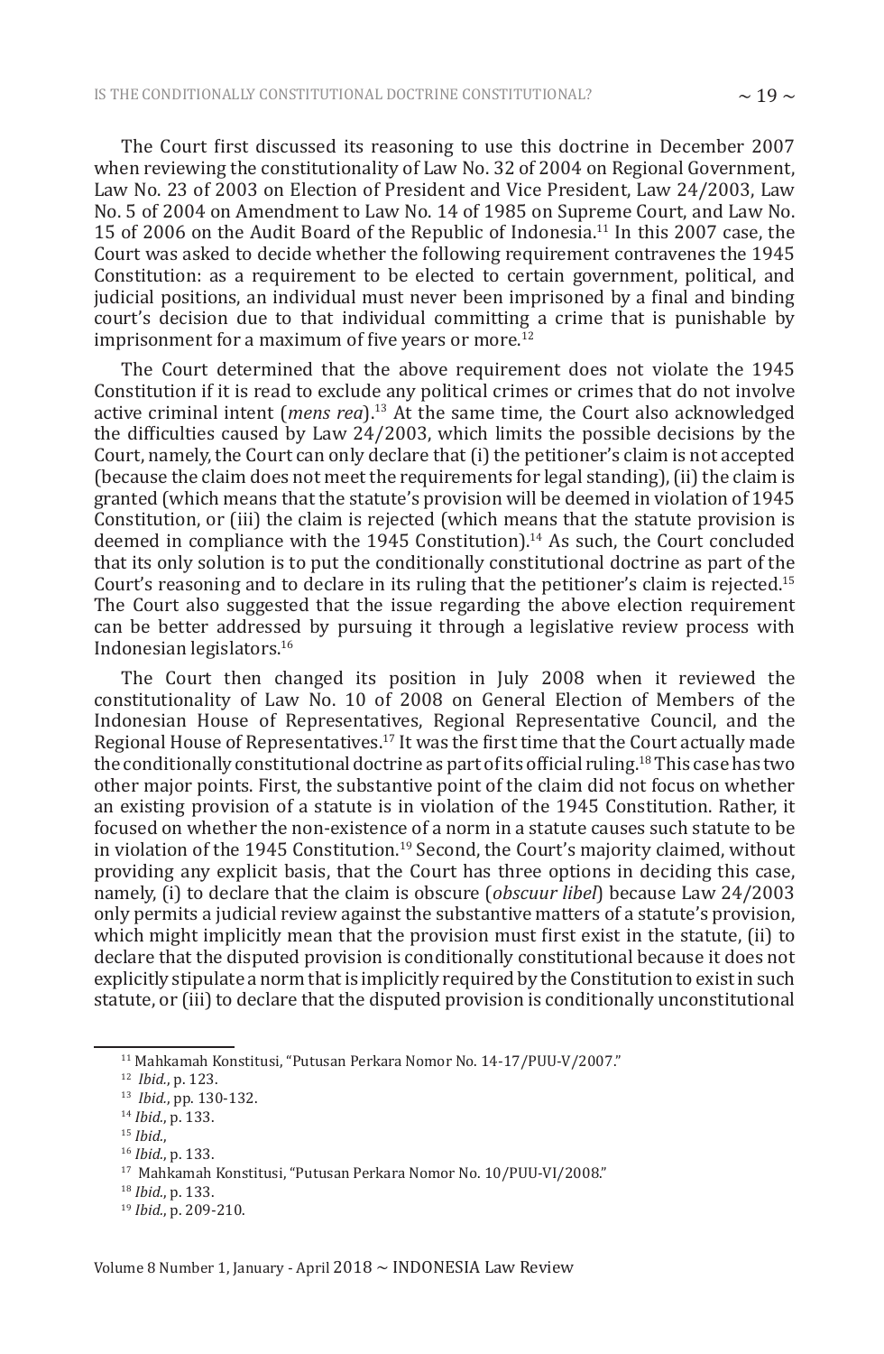The Court first discussed its reasoning to use this doctrine in December 2007 when reviewing the constitutionality of Law No. 32 of 2004 on Regional Government, Law No. 23 of 2003 on Election of President and Vice President, Law 24/2003, Law No. 5 of 2004 on Amendment to Law No. 14 of 1985 on Supreme Court, and Law No. 15 of 2006 on the Audit Board of the Republic of Indonesia.[11] In this 2007 case, the Court was asked to decide whether the following requirement contravenes the 1945 Constitution: as a requirement to be elected to certain government, political, and judicial positions, an individual must never been imprisoned by a final and binding court's decision due to that individual committing a crime that is punishable by imprisonment for a maximum of five years or more.[12]

The Court determined that the above requirement does not violate the 1945 Constitution if it is read to exclude any political crimes or crimes that do not involve active criminal intent (*mens rea*).[13] At the same time, the Court also acknowledged the difficulties caused by Law 24/2003, which limits the possible decisions by the Court, namely, the Court can only declare that (i) the petitioner's claim is not accepted (because the claim does not meet the requirements for legal standing), (ii) the claim is granted (which means that the statute's provision will be deemed in violation of 1945 Constitution, or (iii) the claim is rejected (which means that the statute provision is deemed in compliance with the 1945 Constitution).[14] As such, the Court concluded that its only solution is to put the conditionally constitutional doctrine as part of the Court's reasoning and to declare in its ruling that the petitioner's claim is rejected.[15] The Court also suggested that the issue regarding the above election requirement can be better addressed by pursuing it through a legislative review process with Indonesian legislators.[16]

The Court then changed its position in July 2008 when it reviewed the constitutionality of Law No. 10 of 2008 on General Election of Members of the Indonesian House of Representatives, Regional Representative Council, and the Regional House of Representatives.[17] It was the first time that the Court actually made the conditionally constitutional doctrine as part of its official ruling.[18] This case has two other major points. First, the substantive point of the claim did not focus on whether an existing provision of a statute is in violation of the 1945 Constitution. Rather, it focused on whether the non-existence of a norm in a statute causes such statute to be in violation of the 1945 Constitution.[19] Second, the Court's majority claimed, without providing any explicit basis, that the Court has three options in deciding this case, namely, (i) to declare that the claim is obscure (*obscuur libel*) because Law 24/2003 only permits a judicial review against the substantive matters of a statute's provision, which might implicitly mean that the provision must first exist in the statute, (ii) to declare that the disputed provision is conditionally constitutional because it does not explicitly stipulate a norm that is implicitly required by the Constitution to exist in such statute, or (iii) to declare that the disputed provision is conditionally unconstitutional

---

[11] Mahkamah Konstitusi, "Putusan Perkara Nomor No. 14-17/PUU-V/2007."

[12] *Ibid.*, p. 123.

[13] *Ibid.*, pp. 130-132.

[14] *Ibid.*, p. 133.

[15] *Ibid.*,

[16] *Ibid.*, p. 133.

[17] Mahkamah Konstitusi, "Putusan Perkara Nomor No. 10/PUU-VI/2008."

[18] *Ibid.*, p. 133.

[19] *Ibid.*, p. 209-210.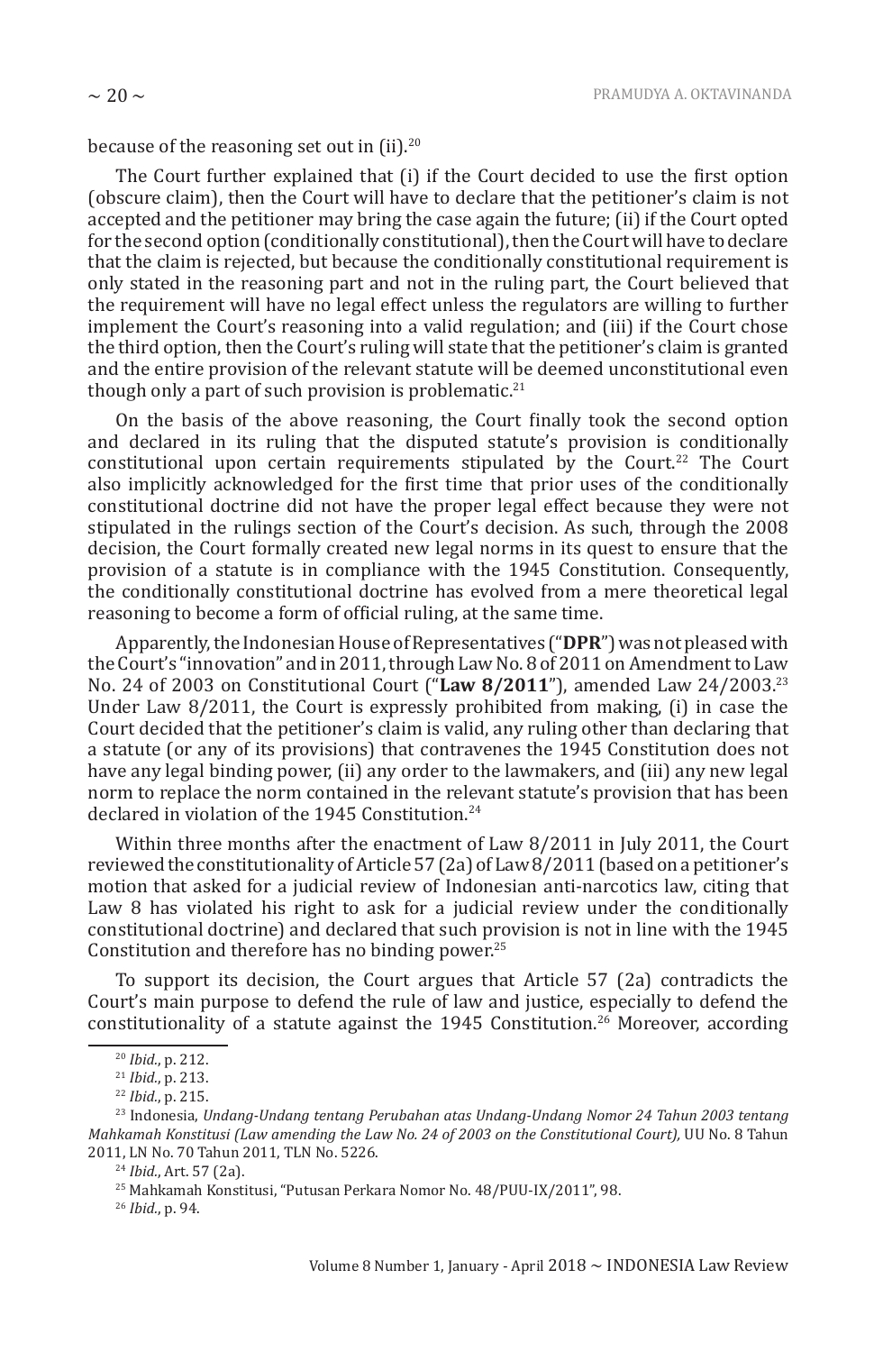because of the reasoning set out in (ii).[20]

The Court further explained that (i) if the Court decided to use the first option (obscure claim), then the Court will have to declare that the petitioner's claim is not accepted and the petitioner may bring the case again the future; (ii) if the Court opted for the second option (conditionally constitutional), then the Court will have to declare that the claim is rejected, but because the conditionally constitutional requirement is only stated in the reasoning part and not in the ruling part, the Court believed that the requirement will have no legal effect unless the regulators are willing to further implement the Court's reasoning into a valid regulation; and (iii) if the Court chose the third option, then the Court's ruling will state that the petitioner's claim is granted and the entire provision of the relevant statute will be deemed unconstitutional even though only a part of such provision is problematic.[21]

On the basis of the above reasoning, the Court finally took the second option and declared in its ruling that the disputed statute's provision is conditionally constitutional upon certain requirements stipulated by the Court.[22] The Court also implicitly acknowledged for the first time that prior uses of the conditionally constitutional doctrine did not have the proper legal effect because they were not stipulated in the rulings section of the Court's decision. As such, through the 2008 decision, the Court formally created new legal norms in its quest to ensure that the provision of a statute is in compliance with the 1945 Constitution. Consequently, the conditionally constitutional doctrine has evolved from a mere theoretical legal reasoning to become a form of official ruling, at the same time.

Apparently, the Indonesian House of Representatives ("**DPR**") was not pleased with the Court's "innovation" and in 2011, through Law No. 8 of 2011 on Amendment to Law No. 24 of 2003 on Constitutional Court ("**Law 8/2011**"), amended Law 24/2003.[23] Under Law 8/2011, the Court is expressly prohibited from making, (i) in case the Court decided that the petitioner's claim is valid, any ruling other than declaring that a statute (or any of its provisions) that contravenes the 1945 Constitution does not have any legal binding power, (ii) any order to the lawmakers, and (iii) any new legal norm to replace the norm contained in the relevant statute's provision that has been declared in violation of the 1945 Constitution.[24]

Within three months after the enactment of Law 8/2011 in July 2011, the Court reviewed the constitutionality of Article 57 (2a) of Law 8/2011 (based on a petitioner's motion that asked for a judicial review of Indonesian anti-narcotics law, citing that Law 8 has violated his right to ask for a judicial review under the conditionally constitutional doctrine) and declared that such provision is not in line with the 1945 Constitution and therefore has no binding power.[25]

To support its decision, the Court argues that Article 57 (2a) contradicts the Court's main purpose to defend the rule of law and justice, especially to defend the constitutionality of a statute against the 1945 Constitution.[26] Moreover, according

---

[20] *Ibid.*, p. 212.

[21] *Ibid.*, p. 213.

[22] *Ibid.*, p. 215.

[23] Indonesia, *Undang-Undang tentang Perubahan atas Undang-Undang Nomor 24 Tahun 2003 tentang Mahkamah Konstitusi (Law amending the Law No. 24 of 2003 on the Constitutional Court),* UU No. 8 Tahun 2011, LN No. 70 Tahun 2011, TLN No. 5226.

[24] *Ibid.*, Art. 57 (2a).

[25] Mahkamah Konstitusi, "Putusan Perkara Nomor No. 48/PUU-IX/2011", 98.

[26] *Ibid.*, p. 94.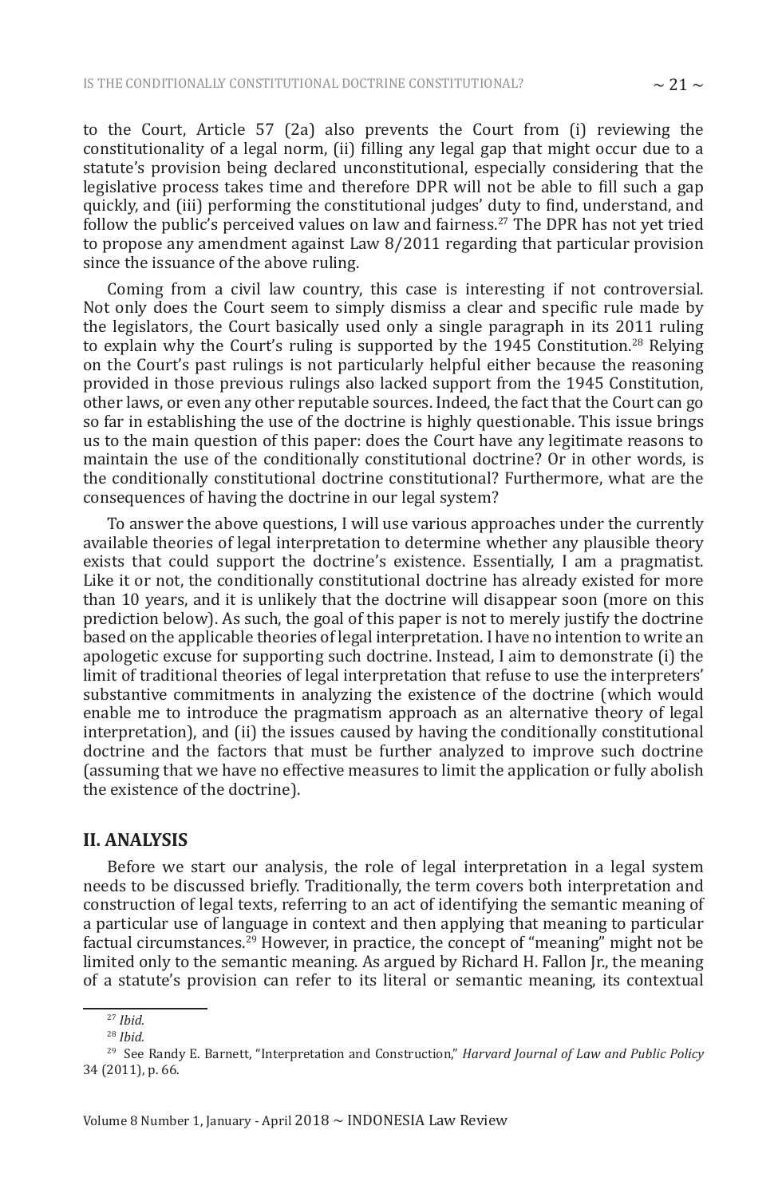to the Court, Article 57 (2a) also prevents the Court from (i) reviewing the constitutionality of a legal norm, (ii) filling any legal gap that might occur due to a statute's provision being declared unconstitutional, especially considering that the legislative process takes time and therefore DPR will not be able to fill such a gap quickly, and (iii) performing the constitutional judges' duty to find, understand, and follow the public's perceived values on law and fairness.[27] The DPR has not yet tried to propose any amendment against Law 8/2011 regarding that particular provision since the issuance of the above ruling.

Coming from a civil law country, this case is interesting if not controversial. Not only does the Court seem to simply dismiss a clear and specific rule made by the legislators, the Court basically used only a single paragraph in its 2011 ruling to explain why the Court's ruling is supported by the 1945 Constitution.[28] Relying on the Court's past rulings is not particularly helpful either because the reasoning provided in those previous rulings also lacked support from the 1945 Constitution, other laws, or even any other reputable sources. Indeed, the fact that the Court can go so far in establishing the use of the doctrine is highly questionable. This issue brings us to the main question of this paper: does the Court have any legitimate reasons to maintain the use of the conditionally constitutional doctrine? Or in other words, is the conditionally constitutional doctrine constitutional? Furthermore, what are the consequences of having the doctrine in our legal system?

To answer the above questions, I will use various approaches under the currently available theories of legal interpretation to determine whether any plausible theory exists that could support the doctrine's existence. Essentially, I am a pragmatist. Like it or not, the conditionally constitutional doctrine has already existed for more than 10 years, and it is unlikely that the doctrine will disappear soon (more on this prediction below). As such, the goal of this paper is not to merely justify the doctrine based on the applicable theories of legal interpretation. I have no intention to write an apologetic excuse for supporting such doctrine. Instead, I aim to demonstrate (i) the limit of traditional theories of legal interpretation that refuse to use the interpreters' substantive commitments in analyzing the existence of the doctrine (which would enable me to introduce the pragmatism approach as an alternative theory of legal interpretation), and (ii) the issues caused by having the conditionally constitutional doctrine and the factors that must be further analyzed to improve such doctrine (assuming that we have no effective measures to limit the application or fully abolish the existence of the doctrine).

## II. ANALYSIS

Before we start our analysis, the role of legal interpretation in a legal system needs to be discussed briefly. Traditionally, the term covers both interpretation and construction of legal texts, referring to an act of identifying the semantic meaning of a particular use of language in context and then applying that meaning to particular factual circumstances.[29] However, in practice, the concept of "meaning" might not be limited only to the semantic meaning. As argued by Richard H. Fallon Jr., the meaning of a statute's provision can refer to its literal or semantic meaning, its contextual

---

[27] *Ibid.*

[28] *Ibid.*

[29] See Randy E. Barnett, "Interpretation and Construction," *Harvard Journal of Law and Public Policy* 34 (2011), p. 66.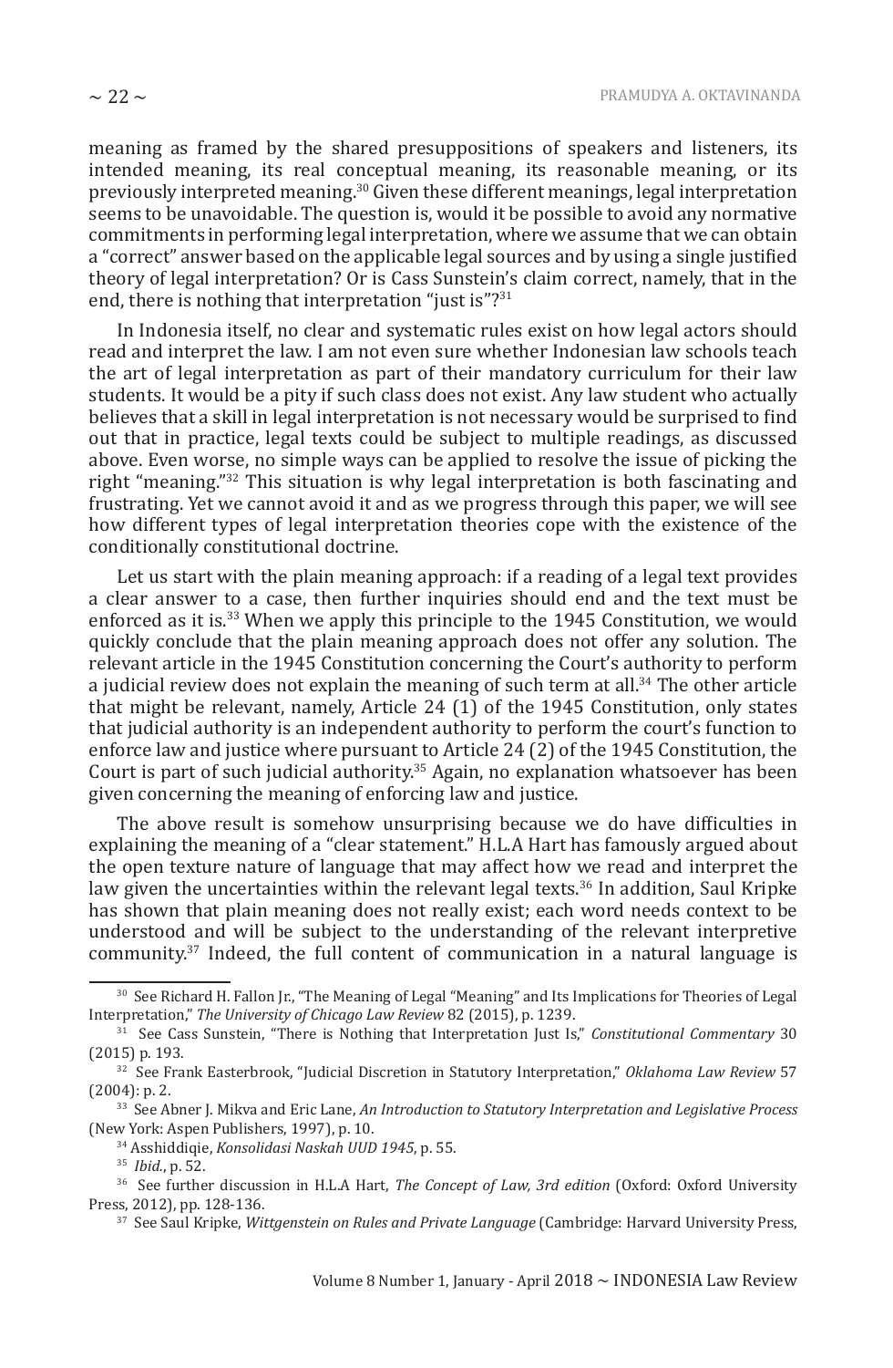meaning as framed by the shared presuppositions of speakers and listeners, its intended meaning, its real conceptual meaning, its reasonable meaning, or its previously interpreted meaning.[30] Given these different meanings, legal interpretation seems to be unavoidable. The question is, would it be possible to avoid any normative commitments in performing legal interpretation, where we assume that we can obtain a "correct" answer based on the applicable legal sources and by using a single justified theory of legal interpretation? Or is Cass Sunstein's claim correct, namely, that in the end, there is nothing that interpretation "just is"?[31]

In Indonesia itself, no clear and systematic rules exist on how legal actors should read and interpret the law. I am not even sure whether Indonesian law schools teach the art of legal interpretation as part of their mandatory curriculum for their law students. It would be a pity if such class does not exist. Any law student who actually believes that a skill in legal interpretation is not necessary would be surprised to find out that in practice, legal texts could be subject to multiple readings, as discussed above. Even worse, no simple ways can be applied to resolve the issue of picking the right "meaning."[32] This situation is why legal interpretation is both fascinating and frustrating. Yet we cannot avoid it and as we progress through this paper, we will see how different types of legal interpretation theories cope with the existence of the conditionally constitutional doctrine.

Let us start with the plain meaning approach: if a reading of a legal text provides a clear answer to a case, then further inquiries should end and the text must be enforced as it is.[33] When we apply this principle to the 1945 Constitution, we would quickly conclude that the plain meaning approach does not offer any solution. The relevant article in the 1945 Constitution concerning the Court's authority to perform a judicial review does not explain the meaning of such term at all.[34] The other article that might be relevant, namely, Article 24 (1) of the 1945 Constitution, only states that judicial authority is an independent authority to perform the court's function to enforce law and justice where pursuant to Article 24 (2) of the 1945 Constitution, the Court is part of such judicial authority.[35] Again, no explanation whatsoever has been given concerning the meaning of enforcing law and justice.

The above result is somehow unsurprising because we do have difficulties in explaining the meaning of a "clear statement." H.L.A Hart has famously argued about the open texture nature of language that may affect how we read and interpret the law given the uncertainties within the relevant legal texts.[36] In addition, Saul Kripke has shown that plain meaning does not really exist; each word needs context to be understood and will be subject to the understanding of the relevant interpretive community.[37] Indeed, the full content of communication in a natural language is

---

[30] See Richard H. Fallon Jr., "The Meaning of Legal "Meaning" and Its Implications for Theories of Legal Interpretation," *The University of Chicago Law Review* 82 (2015), p. 1239.

[31] See Cass Sunstein, "There is Nothing that Interpretation Just Is," *Constitutional Commentary* 30 (2015) p. 193.

[32] See Frank Easterbrook, "Judicial Discretion in Statutory Interpretation," *Oklahoma Law Review* 57 (2004): p. 2.

[33] See Abner J. Mikva and Eric Lane, *An Introduction to Statutory Interpretation and Legislative Process* (New York: Aspen Publishers, 1997), p. 10.

[34] Asshiddiqie, *Konsolidasi Naskah UUD 1945*, p. 55.

[35] *Ibid.*, p. 52.

[36] See further discussion in H.L.A Hart, *The Concept of Law, 3rd edition* (Oxford: Oxford University Press, 2012), pp. 128-136.

[37] See Saul Kripke, *Wittgenstein on Rules and Private Language* (Cambridge: Harvard University Press,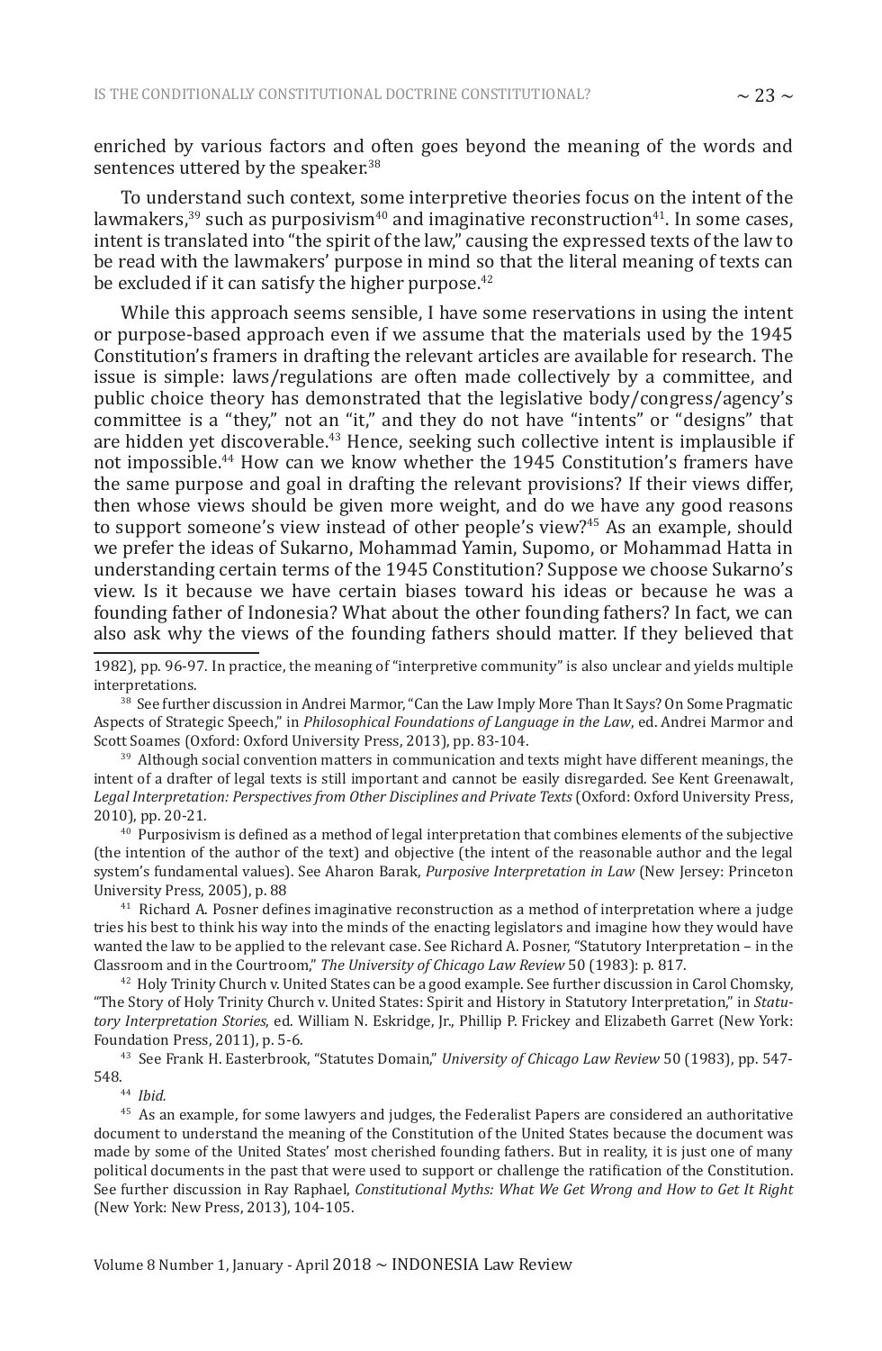enriched by various factors and often goes beyond the meaning of the words and sentences uttered by the speaker.[38]

To understand such context, some interpretive theories focus on the intent of the lawmakers,[39] such as purposivism[40] and imaginative reconstruction[41]. In some cases, intent is translated into "the spirit of the law," causing the expressed texts of the law to be read with the lawmakers' purpose in mind so that the literal meaning of texts can be excluded if it can satisfy the higher purpose.[42]

While this approach seems sensible, I have some reservations in using the intent or purpose-based approach even if we assume that the materials used by the 1945 Constitution's framers in drafting the relevant articles are available for research. The issue is simple: laws/regulations are often made collectively by a committee, and public choice theory has demonstrated that the legislative body/congress/agency's committee is a "they," not an "it," and they do not have "intents" or "designs" that are hidden yet discoverable.[43] Hence, seeking such collective intent is implausible if not impossible.[44] How can we know whether the 1945 Constitution's framers have the same purpose and goal in drafting the relevant provisions? If their views differ, then whose views should be given more weight, and do we have any good reasons to support someone's view instead of other people's view?[45] As an example, should we prefer the ideas of Sukarno, Mohammad Yamin, Supomo, or Mohammad Hatta in understanding certain terms of the 1945 Constitution? Suppose we choose Sukarno's view. Is it because we have certain biases toward his ideas or because he was a founding father of Indonesia? What about the other founding fathers? In fact, we can also ask why the views of the founding fathers should matter. If they believed that

---

1982), pp. 96-97. In practice, the meaning of "interpretive community" is also unclear and yields multiple interpretations.

[38] See further discussion in Andrei Marmor, "Can the Law Imply More Than It Says? On Some Pragmatic Aspects of Strategic Speech," in *Philosophical Foundations of Language in the Law*, ed. Andrei Marmor and Scott Soames (Oxford: Oxford University Press, 2013), pp. 83-104.

[39] Although social convention matters in communication and texts might have different meanings, the intent of a drafter of legal texts is still important and cannot be easily disregarded. See Kent Greenawalt, *Legal Interpretation: Perspectives from Other Disciplines and Private Texts* (Oxford: Oxford University Press, 2010), pp. 20-21.

[40] Purposivism is defined as a method of legal interpretation that combines elements of the subjective (the intention of the author of the text) and objective (the intent of the reasonable author and the legal system's fundamental values). See Aharon Barak, *Purposive Interpretation in Law* (New Jersey: Princeton University Press, 2005), p. 88

[41] Richard A. Posner defines imaginative reconstruction as a method of interpretation where a judge tries his best to think his way into the minds of the enacting legislators and imagine how they would have wanted the law to be applied to the relevant case. See Richard A. Posner, "Statutory Interpretation – in the Classroom and in the Courtroom," *The University of Chicago Law Review* 50 (1983): p. 817.

[42] Holy Trinity Church v. United States can be a good example. See further discussion in Carol Chomsky, "The Story of Holy Trinity Church v. United States: Spirit and History in Statutory Interpretation," in *Statutory Interpretation Stories*, ed. William N. Eskridge, Jr., Phillip P. Frickey and Elizabeth Garret (New York: Foundation Press, 2011), p. 5-6.

[43] See Frank H. Easterbrook, "Statutes Domain," *University of Chicago Law Review* 50 (1983), pp. 547-548.

[44] *Ibid.*

[45] As an example, for some lawyers and judges, the Federalist Papers are considered an authoritative document to understand the meaning of the Constitution of the United States because the document was made by some of the United States' most cherished founding fathers. But in reality, it is just one of many political documents in the past that were used to support or challenge the ratification of the Constitution. See further discussion in Ray Raphael, *Constitutional Myths: What We Get Wrong and How to Get It Right* (New York: New Press, 2013), 104-105.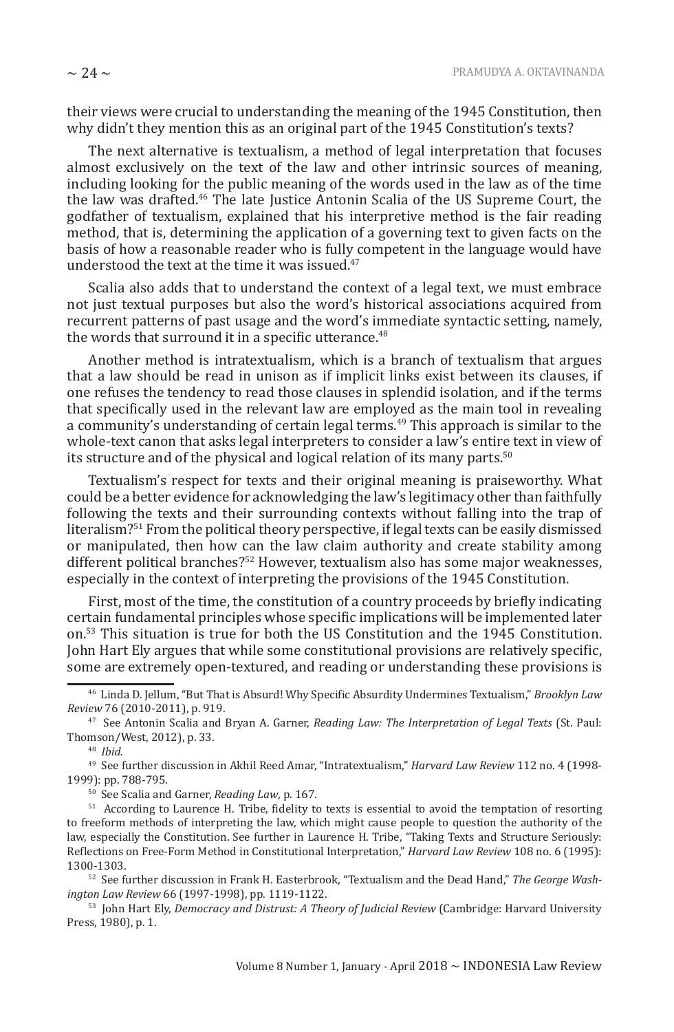their views were crucial to understanding the meaning of the 1945 Constitution, then why didn't they mention this as an original part of the 1945 Constitution's texts?

The next alternative is textualism, a method of legal interpretation that focuses almost exclusively on the text of the law and other intrinsic sources of meaning, including looking for the public meaning of the words used in the law as of the time the law was drafted.[46] The late Justice Antonin Scalia of the US Supreme Court, the godfather of textualism, explained that his interpretive method is the fair reading method, that is, determining the application of a governing text to given facts on the basis of how a reasonable reader who is fully competent in the language would have understood the text at the time it was issued.[47]

Scalia also adds that to understand the context of a legal text, we must embrace not just textual purposes but also the word's historical associations acquired from recurrent patterns of past usage and the word's immediate syntactic setting, namely, the words that surround it in a specific utterance.[48]

Another method is intratextualism, which is a branch of textualism that argues that a law should be read in unison as if implicit links exist between its clauses, if one refuses the tendency to read those clauses in splendid isolation, and if the terms that specifically used in the relevant law are employed as the main tool in revealing a community's understanding of certain legal terms.[49] This approach is similar to the whole-text canon that asks legal interpreters to consider a law's entire text in view of its structure and of the physical and logical relation of its many parts.[50]

Textualism's respect for texts and their original meaning is praiseworthy. What could be a better evidence for acknowledging the law's legitimacy other than faithfully following the texts and their surrounding contexts without falling into the trap of literalism?[51] From the political theory perspective, if legal texts can be easily dismissed or manipulated, then how can the law claim authority and create stability among different political branches?[52] However, textualism also has some major weaknesses, especially in the context of interpreting the provisions of the 1945 Constitution.

First, most of the time, the constitution of a country proceeds by briefly indicating certain fundamental principles whose specific implications will be implemented later on.[53] This situation is true for both the US Constitution and the 1945 Constitution. John Hart Ely argues that while some constitutional provisions are relatively specific, some are extremely open-textured, and reading or understanding these provisions is

---

[46] Linda D. Jellum, "But That is Absurd! Why Specific Absurdity Undermines Textualism," *Brooklyn Law Review* 76 (2010-2011), p. 919.

[47] See Antonin Scalia and Bryan A. Garner, *Reading Law: The Interpretation of Legal Texts* (St. Paul: Thomson/West, 2012), p. 33.

[48] *Ibid.*

[49] See further discussion in Akhil Reed Amar, "Intratextualism," *Harvard Law Review* 112 no. 4 (1998-1999): pp. 788-795.

[50] See Scalia and Garner, *Reading Law*, p. 167.

[51] According to Laurence H. Tribe, fidelity to texts is essential to avoid the temptation of resorting to freeform methods of interpreting the law, which might cause people to question the authority of the law, especially the Constitution. See further in Laurence H. Tribe, "Taking Texts and Structure Seriously: Reflections on Free-Form Method in Constitutional Interpretation," *Harvard Law Review* 108 no. 6 (1995): 1300-1303.

[52] See further discussion in Frank H. Easterbrook, "Textualism and the Dead Hand," *The George Washington Law Review* 66 (1997-1998), pp. 1119-1122.

[53] John Hart Ely, *Democracy and Distrust: A Theory of Judicial Review* (Cambridge: Harvard University Press, 1980), p. 1.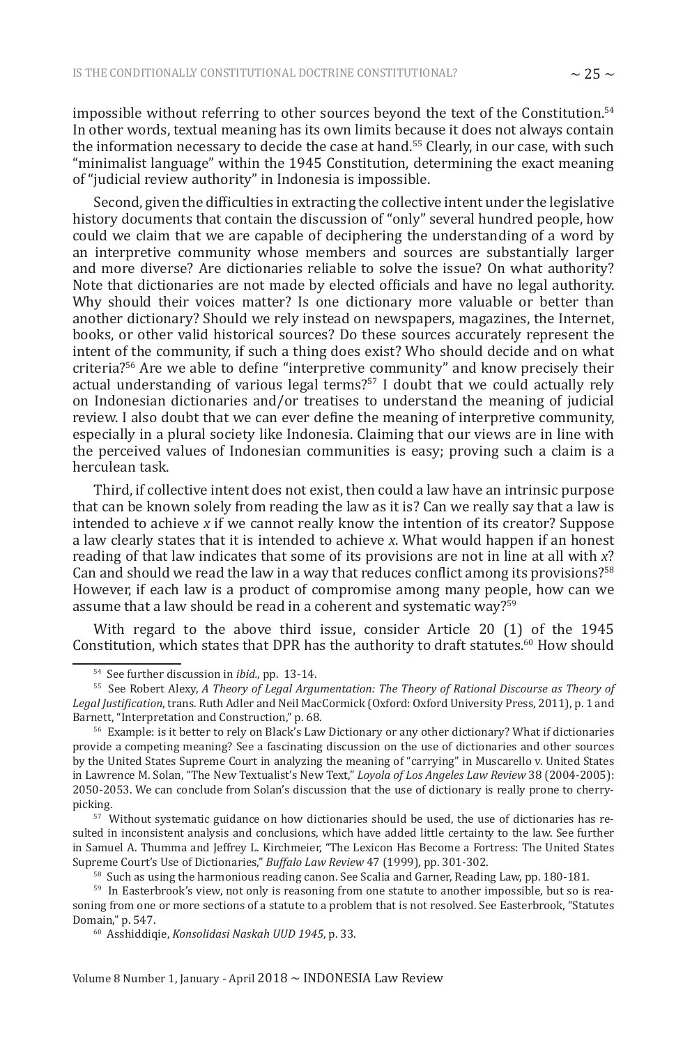impossible without referring to other sources beyond the text of the Constitution.[54] In other words, textual meaning has its own limits because it does not always contain the information necessary to decide the case at hand.[55] Clearly, in our case, with such "minimalist language" within the 1945 Constitution, determining the exact meaning of "judicial review authority" in Indonesia is impossible.

Second, given the difficulties in extracting the collective intent under the legislative history documents that contain the discussion of "only" several hundred people, how could we claim that we are capable of deciphering the understanding of a word by an interpretive community whose members and sources are substantially larger and more diverse? Are dictionaries reliable to solve the issue? On what authority? Note that dictionaries are not made by elected officials and have no legal authority. Why should their voices matter? Is one dictionary more valuable or better than another dictionary? Should we rely instead on newspapers, magazines, the Internet, books, or other valid historical sources? Do these sources accurately represent the intent of the community, if such a thing does exist? Who should decide and on what criteria?[56] Are we able to define "interpretive community" and know precisely their actual understanding of various legal terms?[57] I doubt that we could actually rely on Indonesian dictionaries and/or treatises to understand the meaning of judicial review. I also doubt that we can ever define the meaning of interpretive community, especially in a plural society like Indonesia. Claiming that our views are in line with the perceived values of Indonesian communities is easy; proving such a claim is a herculean task.

Third, if collective intent does not exist, then could a law have an intrinsic purpose that can be known solely from reading the law as it is? Can we really say that a law is intended to achieve *x* if we cannot really know the intention of its creator? Suppose a law clearly states that it is intended to achieve *x*. What would happen if an honest reading of that law indicates that some of its provisions are not in line at all with *x*? Can and should we read the law in a way that reduces conflict among its provisions?[58] However, if each law is a product of compromise among many people, how can we assume that a law should be read in a coherent and systematic way?[59]

With regard to the above third issue, consider Article 20 (1) of the 1945 Constitution, which states that DPR has the authority to draft statutes.[60] How should

---

[54] See further discussion in *ibid.*, pp. 13-14.

[55] See Robert Alexy, *A Theory of Legal Argumentation: The Theory of Rational Discourse as Theory of Legal Justification*, trans. Ruth Adler and Neil MacCormick (Oxford: Oxford University Press, 2011), p. 1 and Barnett, "Interpretation and Construction," p. 68.

[56] Example: is it better to rely on Black's Law Dictionary or any other dictionary? What if dictionaries provide a competing meaning? See a fascinating discussion on the use of dictionaries and other sources by the United States Supreme Court in analyzing the meaning of "carrying" in Muscarello v. United States in Lawrence M. Solan, "The New Textualist's New Text," *Loyola of Los Angeles Law Review* 38 (2004-2005): 2050-2053. We can conclude from Solan's discussion that the use of dictionary is really prone to cherry-picking.

[57] Without systematic guidance on how dictionaries should be used, the use of dictionaries has resulted in inconsistent analysis and conclusions, which have added little certainty to the law. See further in Samuel A. Thumma and Jeffrey L. Kirchmeier, "The Lexicon Has Become a Fortress: The United States Supreme Court's Use of Dictionaries," *Buffalo Law Review* 47 (1999), pp. 301-302.

[58] Such as using the harmonious reading canon. See Scalia and Garner, Reading Law, pp. 180-181.

[59] In Easterbrook's view, not only is reasoning from one statute to another impossible, but so is reasoning from one or more sections of a statute to a problem that is not resolved. See Easterbrook, "Statutes Domain," p. 547.

[60] Asshiddiqie, *Konsolidasi Naskah UUD 1945*, p. 33.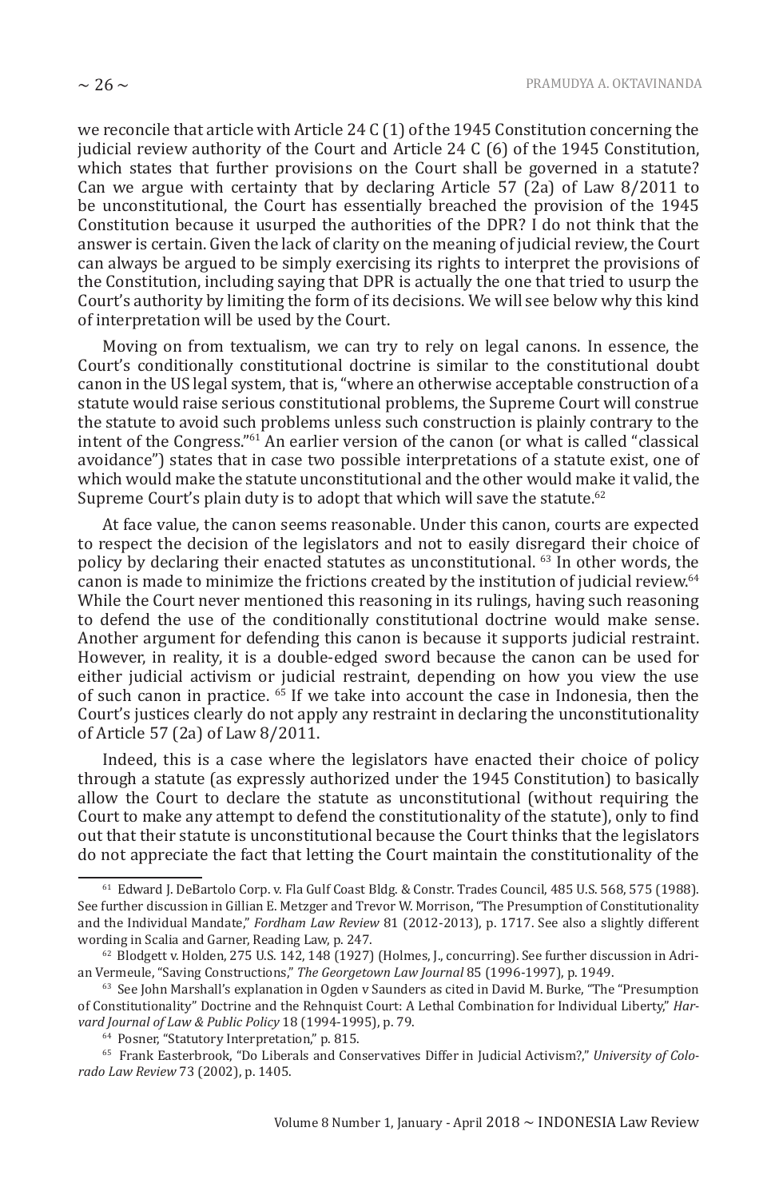we reconcile that article with Article 24 C (1) of the 1945 Constitution concerning the judicial review authority of the Court and Article 24 C (6) of the 1945 Constitution, which states that further provisions on the Court shall be governed in a statute? Can we argue with certainty that by declaring Article 57 (2a) of Law 8/2011 to be unconstitutional, the Court has essentially breached the provision of the 1945 Constitution because it usurped the authorities of the DPR? I do not think that the answer is certain. Given the lack of clarity on the meaning of judicial review, the Court can always be argued to be simply exercising its rights to interpret the provisions of the Constitution, including saying that DPR is actually the one that tried to usurp the Court's authority by limiting the form of its decisions. We will see below why this kind of interpretation will be used by the Court.

Moving on from textualism, we can try to rely on legal canons. In essence, the Court's conditionally constitutional doctrine is similar to the constitutional doubt canon in the US legal system, that is, "where an otherwise acceptable construction of a statute would raise serious constitutional problems, the Supreme Court will construe the statute to avoid such problems unless such construction is plainly contrary to the intent of the Congress."[61] An earlier version of the canon (or what is called "classical avoidance") states that in case two possible interpretations of a statute exist, one of which would make the statute unconstitutional and the other would make it valid, the Supreme Court's plain duty is to adopt that which will save the statute.[62]

At face value, the canon seems reasonable. Under this canon, courts are expected to respect the decision of the legislators and not to easily disregard their choice of policy by declaring their enacted statutes as unconstitutional. [63] In other words, the canon is made to minimize the frictions created by the institution of judicial review.[64] While the Court never mentioned this reasoning in its rulings, having such reasoning to defend the use of the conditionally constitutional doctrine would make sense. Another argument for defending this canon is because it supports judicial restraint. However, in reality, it is a double-edged sword because the canon can be used for either judicial activism or judicial restraint, depending on how you view the use of such canon in practice. [65] If we take into account the case in Indonesia, then the Court's justices clearly do not apply any restraint in declaring the unconstitutionality of Article 57 (2a) of Law 8/2011.

Indeed, this is a case where the legislators have enacted their choice of policy through a statute (as expressly authorized under the 1945 Constitution) to basically allow the Court to declare the statute as unconstitutional (without requiring the Court to make any attempt to defend the constitutionality of the statute), only to find out that their statute is unconstitutional because the Court thinks that the legislators do not appreciate the fact that letting the Court maintain the constitutionality of the

---

[61] Edward J. DeBartolo Corp. v. Fla Gulf Coast Bldg. & Constr. Trades Council, 485 U.S. 568, 575 (1988). See further discussion in Gillian E. Metzger and Trevor W. Morrison, "The Presumption of Constitutionality and the Individual Mandate," *Fordham Law Review* 81 (2012-2013), p. 1717. See also a slightly different wording in Scalia and Garner, Reading Law, p. 247.

[62] Blodgett v. Holden, 275 U.S. 142, 148 (1927) (Holmes, J., concurring). See further discussion in Adrian Vermeule, "Saving Constructions," *The Georgetown Law Journal* 85 (1996-1997), p. 1949.

[63] See John Marshall's explanation in Ogden v Saunders as cited in David M. Burke, "The "Presumption of Constitutionality" Doctrine and the Rehnquist Court: A Lethal Combination for Individual Liberty," *Harvard Journal of Law & Public Policy* 18 (1994-1995), p. 79.

[64] Posner, "Statutory Interpretation," p. 815.

[65] Frank Easterbrook, "Do Liberals and Conservatives Differ in Judicial Activism?," *University of Colorado Law Review* 73 (2002), p. 1405.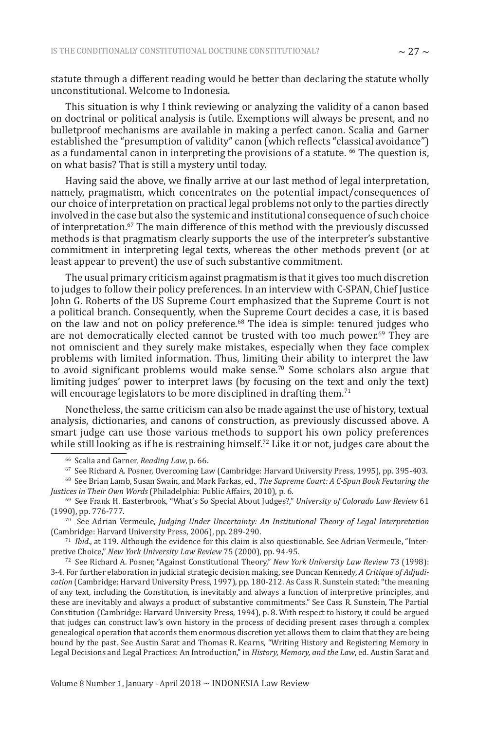statute through a different reading would be better than declaring the statute wholly unconstitutional. Welcome to Indonesia.

This situation is why I think reviewing or analyzing the validity of a canon based on doctrinal or political analysis is futile. Exemptions will always be present, and no bulletproof mechanisms are available in making a perfect canon. Scalia and Garner established the "presumption of validity" canon (which reflects "classical avoidance") as a fundamental canon in interpreting the provisions of a statute. [66] The question is, on what basis? That is still a mystery until today.

Having said the above, we finally arrive at our last method of legal interpretation, namely, pragmatism, which concentrates on the potential impact/consequences of our choice of interpretation on practical legal problems not only to the parties directly involved in the case but also the systemic and institutional consequence of such choice of interpretation.[67] The main difference of this method with the previously discussed methods is that pragmatism clearly supports the use of the interpreter's substantive commitment in interpreting legal texts, whereas the other methods prevent (or at least appear to prevent) the use of such substantive commitment.

The usual primary criticism against pragmatism is that it gives too much discretion to judges to follow their policy preferences. In an interview with C-SPAN, Chief Justice John G. Roberts of the US Supreme Court emphasized that the Supreme Court is not a political branch. Consequently, when the Supreme Court decides a case, it is based on the law and not on policy preference.[68] The idea is simple: tenured judges who are not democratically elected cannot be trusted with too much power.[69] They are not omniscient and they surely make mistakes, especially when they face complex problems with limited information. Thus, limiting their ability to interpret the law to avoid significant problems would make sense.[70] Some scholars also argue that limiting judges' power to interpret laws (by focusing on the text and only the text) will encourage legislators to be more disciplined in drafting them.[71]

Nonetheless, the same criticism can also be made against the use of history, textual analysis, dictionaries, and canons of construction, as previously discussed above. A smart judge can use those various methods to support his own policy preferences while still looking as if he is restraining himself.[72] Like it or not, judges care about the

---

[66] Scalia and Garner, *Reading Law*, p. 66.

[67] See Richard A. Posner, Overcoming Law (Cambridge: Harvard University Press, 1995), pp. 395-403.

[68] See Brian Lamb, Susan Swain, and Mark Farkas, ed., *The Supreme Court: A C-Span Book Featuring the Justices in Their Own Words* (Philadelphia: Public Affairs, 2010), p. 6.

[69] See Frank H. Easterbrook, "What's So Special About Judges?," *University of Colorado Law Review* 61 (1990), pp. 776-777.

[70] See Adrian Vermeule, *Judging Under Uncertainty: An Institutional Theory of Legal Interpretation* (Cambridge: Harvard University Press, 2006), pp. 289-290.

[71] *Ibid.*, at 119. Although the evidence for this claim is also questionable. See Adrian Vermeule, "Interpretive Choice," *New York University Law Review* 75 (2000), pp. 94-95.

[72] See Richard A. Posner, "Against Constitutional Theory," *New York University Law Review* 73 (1998): 3-4. For further elaboration in judicial strategic decision making, see Duncan Kennedy, *A Critique of Adjudication* (Cambridge: Harvard University Press, 1997), pp. 180-212. As Cass R. Sunstein stated: "the meaning of any text, including the Constitution, is inevitably and always a function of interpretive principles, and these are inevitably and always a product of substantive commitments." See Cass R. Sunstein, The Partial Constitution (Cambridge: Harvard University Press, 1994), p. 8. With respect to history, it could be argued that judges can construct law's own history in the process of deciding present cases through a complex genealogical operation that accords them enormous discretion yet allows them to claim that they are being bound by the past. See Austin Sarat and Thomas R. Kearns, "Writing History and Registering Memory in Legal Decisions and Legal Practices: An Introduction," in *History, Memory, and the Law*, ed. Austin Sarat and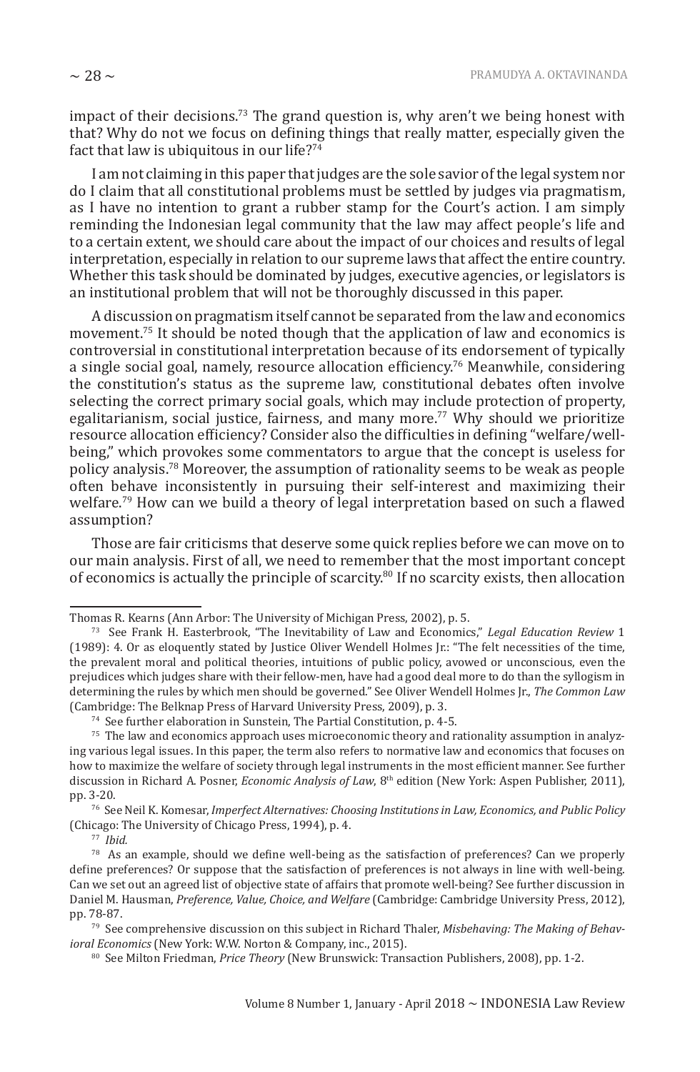impact of their decisions.[73] The grand question is, why aren't we being honest with that? Why do not we focus on defining things that really matter, especially given the fact that law is ubiquitous in our life?[74]

I am not claiming in this paper that judges are the sole savior of the legal system nor do I claim that all constitutional problems must be settled by judges via pragmatism, as I have no intention to grant a rubber stamp for the Court's action. I am simply reminding the Indonesian legal community that the law may affect people's life and to a certain extent, we should care about the impact of our choices and results of legal interpretation, especially in relation to our supreme laws that affect the entire country. Whether this task should be dominated by judges, executive agencies, or legislators is an institutional problem that will not be thoroughly discussed in this paper.

A discussion on pragmatism itself cannot be separated from the law and economics movement.[75] It should be noted though that the application of law and economics is controversial in constitutional interpretation because of its endorsement of typically a single social goal, namely, resource allocation efficiency.[76] Meanwhile, considering the constitution's status as the supreme law, constitutional debates often involve selecting the correct primary social goals, which may include protection of property, egalitarianism, social justice, fairness, and many more.[77] Why should we prioritize resource allocation efficiency? Consider also the difficulties in defining "welfare/well-being," which provokes some commentators to argue that the concept is useless for policy analysis.[78] Moreover, the assumption of rationality seems to be weak as people often behave inconsistently in pursuing their self-interest and maximizing their welfare.[79] How can we build a theory of legal interpretation based on such a flawed assumption?

Those are fair criticisms that deserve some quick replies before we can move on to our main analysis. First of all, we need to remember that the most important concept of economics is actually the principle of scarcity.[80] If no scarcity exists, then allocation

---

Thomas R. Kearns (Ann Arbor: The University of Michigan Press, 2002), p. 5.

[73] See Frank H. Easterbrook, "The Inevitability of Law and Economics," *Legal Education Review* 1 (1989): 4. Or as eloquently stated by Justice Oliver Wendell Holmes Jr.: "The felt necessities of the time, the prevalent moral and political theories, intuitions of public policy, avowed or unconscious, even the prejudices which judges share with their fellow-men, have had a good deal more to do than the syllogism in determining the rules by which men should be governed." See Oliver Wendell Holmes Jr., *The Common Law* (Cambridge: The Belknap Press of Harvard University Press, 2009), p. 3.

[74] See further elaboration in Sunstein, The Partial Constitution, p. 4-5.

[75] The law and economics approach uses microeconomic theory and rationality assumption in analyzing various legal issues. In this paper, the term also refers to normative law and economics that focuses on how to maximize the welfare of society through legal instruments in the most efficient manner. See further discussion in Richard A. Posner, *Economic Analysis of Law*, 8th edition (New York: Aspen Publisher, 2011), pp. 3-20.

[76] See Neil K. Komesar, *Imperfect Alternatives: Choosing Institutions in Law, Economics, and Public Policy* (Chicago: The University of Chicago Press, 1994), p. 4.

[77] *Ibid.*

[78] As an example, should we define well-being as the satisfaction of preferences? Can we properly define preferences? Or suppose that the satisfaction of preferences is not always in line with well-being. Can we set out an agreed list of objective state of affairs that promote well-being? See further discussion in Daniel M. Hausman, *Preference, Value, Choice, and Welfare* (Cambridge: Cambridge University Press, 2012), pp. 78-87.

[79] See comprehensive discussion on this subject in Richard Thaler, *Misbehaving: The Making of Behavioral Economics* (New York: W.W. Norton & Company, inc., 2015).

[80] See Milton Friedman, *Price Theory* (New Brunswick: Transaction Publishers, 2008), pp. 1-2.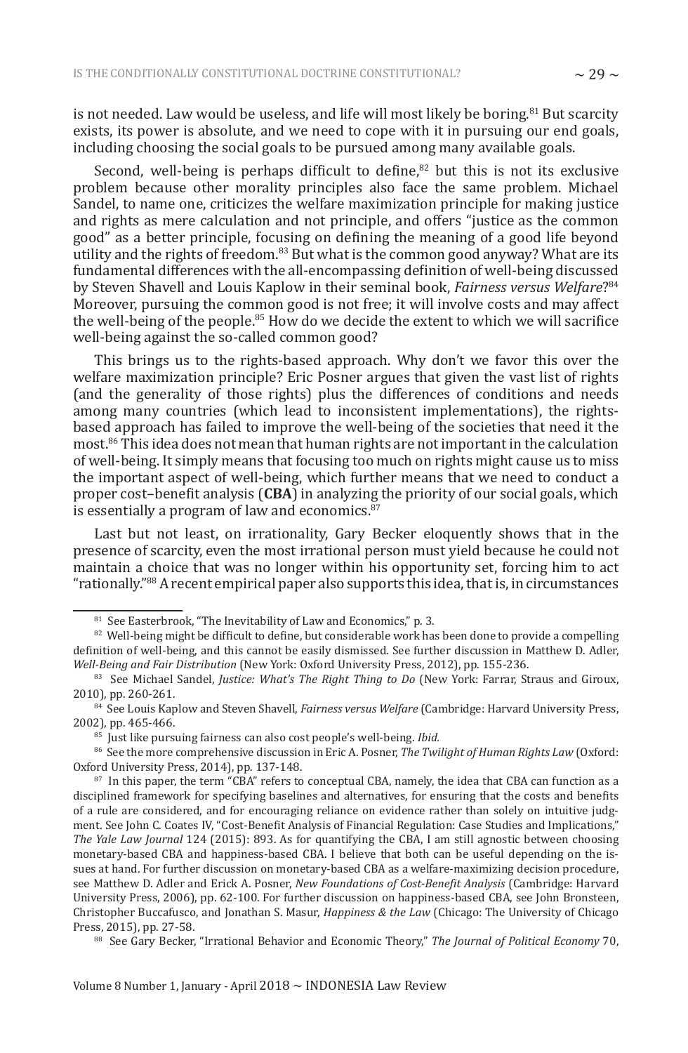is not needed. Law would be useless, and life will most likely be boring.[81] But scarcity exists, its power is absolute, and we need to cope with it in pursuing our end goals, including choosing the social goals to be pursued among many available goals.

Second, well-being is perhaps difficult to define,[82] but this is not its exclusive problem because other morality principles also face the same problem. Michael Sandel, to name one, criticizes the welfare maximization principle for making justice and rights as mere calculation and not principle, and offers "justice as the common good" as a better principle, focusing on defining the meaning of a good life beyond utility and the rights of freedom.[83] But what is the common good anyway? What are its fundamental differences with the all-encompassing definition of well-being discussed by Steven Shavell and Louis Kaplow in their seminal book, *Fairness versus Welfare*?[84] Moreover, pursuing the common good is not free; it will involve costs and may affect the well-being of the people.[85] How do we decide the extent to which we will sacrifice well-being against the so-called common good?

This brings us to the rights-based approach. Why don't we favor this over the welfare maximization principle? Eric Posner argues that given the vast list of rights (and the generality of those rights) plus the differences of conditions and needs among many countries (which lead to inconsistent implementations), the rights-based approach has failed to improve the well-being of the societies that need it the most.[86] This idea does not mean that human rights are not important in the calculation of well-being. It simply means that focusing too much on rights might cause us to miss the important aspect of well-being, which further means that we need to conduct a proper cost–benefit analysis (**CBA**) in analyzing the priority of our social goals, which is essentially a program of law and economics.[87]

Last but not least, on irrationality, Gary Becker eloquently shows that in the presence of scarcity, even the most irrational person must yield because he could not maintain a choice that was no longer within his opportunity set, forcing him to act "rationally."[88] A recent empirical paper also supports this idea, that is, in circumstances

---

[81] See Easterbrook, "The Inevitability of Law and Economics," p. 3.

[82] Well-being might be difficult to define, but considerable work has been done to provide a compelling definition of well-being, and this cannot be easily dismissed. See further discussion in Matthew D. Adler, *Well-Being and Fair Distribution* (New York: Oxford University Press, 2012), pp. 155-236.

[83] See Michael Sandel, *Justice: What's The Right Thing to Do* (New York: Farrar, Straus and Giroux, 2010), pp. 260-261.

[84] See Louis Kaplow and Steven Shavell, *Fairness versus Welfare* (Cambridge: Harvard University Press, 2002), pp. 465-466.

[85] Just like pursuing fairness can also cost people's well-being. *Ibid.*

[86] See the more comprehensive discussion in Eric A. Posner, *The Twilight of Human Rights Law* (Oxford: Oxford University Press, 2014), pp. 137-148.

[87] In this paper, the term "CBA" refers to conceptual CBA, namely, the idea that CBA can function as a disciplined framework for specifying baselines and alternatives, for ensuring that the costs and benefits of a rule are considered, and for encouraging reliance on evidence rather than solely on intuitive judgment. See John C. Coates IV, "Cost-Benefit Analysis of Financial Regulation: Case Studies and Implications," *The Yale Law Journal* 124 (2015): 893. As for quantifying the CBA, I am still agnostic between choosing monetary-based CBA and happiness-based CBA. I believe that both can be useful depending on the issues at hand. For further discussion on monetary-based CBA as a welfare-maximizing decision procedure, see Matthew D. Adler and Erick A. Posner, *New Foundations of Cost-Benefit Analysis* (Cambridge: Harvard University Press, 2006), pp. 62-100. For further discussion on happiness-based CBA, see John Bronsteen, Christopher Buccafusco, and Jonathan S. Masur, *Happiness & the Law* (Chicago: The University of Chicago Press, 2015), pp. 27-58.

[88] See Gary Becker, "Irrational Behavior and Economic Theory," *The Journal of Political Economy* 70,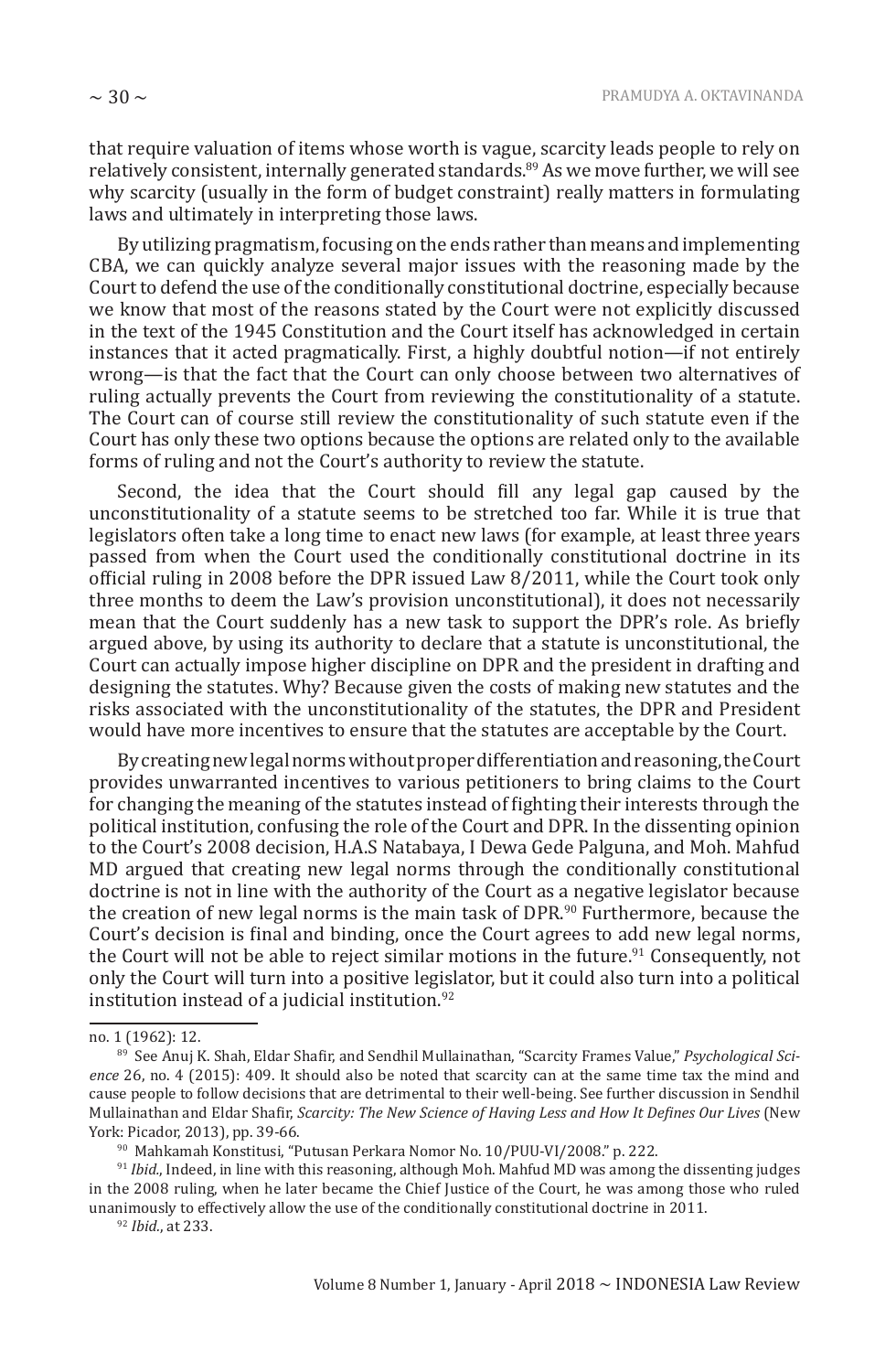that require valuation of items whose worth is vague, scarcity leads people to rely on relatively consistent, internally generated standards.[89] As we move further, we will see why scarcity (usually in the form of budget constraint) really matters in formulating laws and ultimately in interpreting those laws.

By utilizing pragmatism, focusing on the ends rather than means and implementing CBA, we can quickly analyze several major issues with the reasoning made by the Court to defend the use of the conditionally constitutional doctrine, especially because we know that most of the reasons stated by the Court were not explicitly discussed in the text of the 1945 Constitution and the Court itself has acknowledged in certain instances that it acted pragmatically. First, a highly doubtful notion—if not entirely wrong—is that the fact that the Court can only choose between two alternatives of ruling actually prevents the Court from reviewing the constitutionality of a statute. The Court can of course still review the constitutionality of such statute even if the Court has only these two options because the options are related only to the available forms of ruling and not the Court's authority to review the statute.

Second, the idea that the Court should fill any legal gap caused by the unconstitutionality of a statute seems to be stretched too far. While it is true that legislators often take a long time to enact new laws (for example, at least three years passed from when the Court used the conditionally constitutional doctrine in its official ruling in 2008 before the DPR issued Law 8/2011, while the Court took only three months to deem the Law's provision unconstitutional), it does not necessarily mean that the Court suddenly has a new task to support the DPR's role. As briefly argued above, by using its authority to declare that a statute is unconstitutional, the Court can actually impose higher discipline on DPR and the president in drafting and designing the statutes. Why? Because given the costs of making new statutes and the risks associated with the unconstitutionality of the statutes, the DPR and President would have more incentives to ensure that the statutes are acceptable by the Court.

By creating new legal norms without proper differentiation and reasoning, the Court provides unwarranted incentives to various petitioners to bring claims to the Court for changing the meaning of the statutes instead of fighting their interests through the political institution, confusing the role of the Court and DPR. In the dissenting opinion to the Court's 2008 decision, H.A.S Natabaya, I Dewa Gede Palguna, and Moh. Mahfud MD argued that creating new legal norms through the conditionally constitutional doctrine is not in line with the authority of the Court as a negative legislator because the creation of new legal norms is the main task of DPR.[90] Furthermore, because the Court's decision is final and binding, once the Court agrees to add new legal norms, the Court will not be able to reject similar motions in the future.[91] Consequently, not only the Court will turn into a positive legislator, but it could also turn into a political institution instead of a judicial institution.[92]

---

no. 1 (1962): 12.

[89] See Anuj K. Shah, Eldar Shafir, and Sendhil Mullainathan, "Scarcity Frames Value," *Psychological Science* 26, no. 4 (2015): 409. It should also be noted that scarcity can at the same time tax the mind and cause people to follow decisions that are detrimental to their well-being. See further discussion in Sendhil Mullainathan and Eldar Shafir, *Scarcity: The New Science of Having Less and How It Defines Our Lives* (New York: Picador, 2013), pp. 39-66.

[90] Mahkamah Konstitusi, "Putusan Perkara Nomor No. 10/PUU-VI/2008." p. 222.

[91] *Ibid.*, Indeed, in line with this reasoning, although Moh. Mahfud MD was among the dissenting judges in the 2008 ruling, when he later became the Chief Justice of the Court, he was among those who ruled unanimously to effectively allow the use of the conditionally constitutional doctrine in 2011.

[92] *Ibid.*, at 233.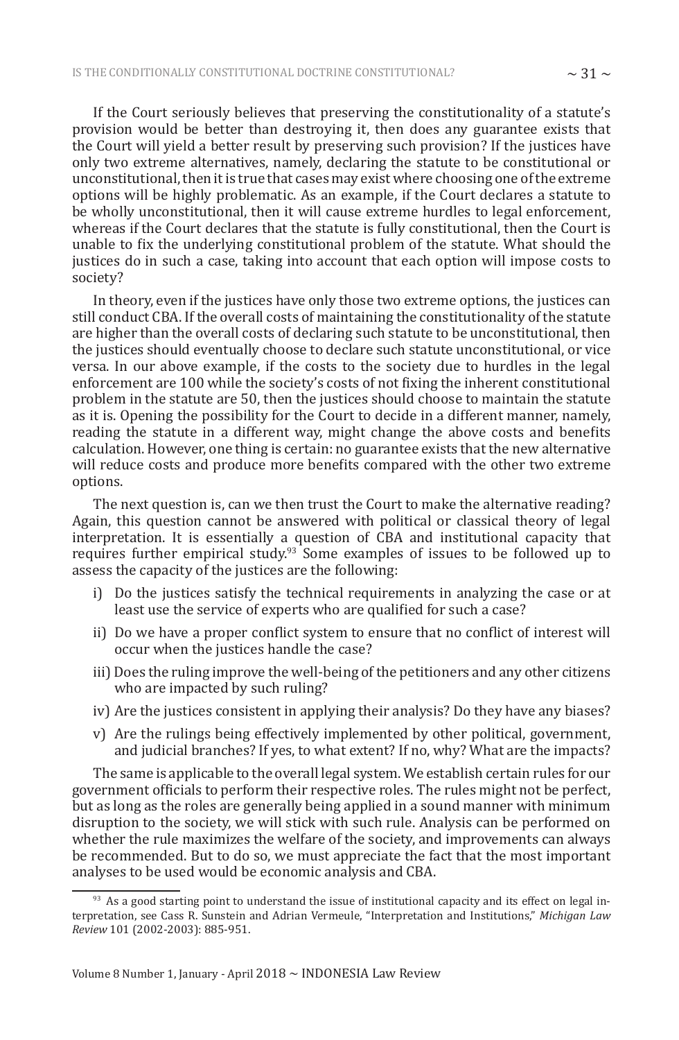If the Court seriously believes that preserving the constitutionality of a statute's provision would be better than destroying it, then does any guarantee exists that the Court will yield a better result by preserving such provision? If the justices have only two extreme alternatives, namely, declaring the statute to be constitutional or unconstitutional, then it is true that cases may exist where choosing one of the extreme options will be highly problematic. As an example, if the Court declares a statute to be wholly unconstitutional, then it will cause extreme hurdles to legal enforcement, whereas if the Court declares that the statute is fully constitutional, then the Court is unable to fix the underlying constitutional problem of the statute. What should the justices do in such a case, taking into account that each option will impose costs to society?

In theory, even if the justices have only those two extreme options, the justices can still conduct CBA. If the overall costs of maintaining the constitutionality of the statute are higher than the overall costs of declaring such statute to be unconstitutional, then the justices should eventually choose to declare such statute unconstitutional, or vice versa. In our above example, if the costs to the society due to hurdles in the legal enforcement are 100 while the society's costs of not fixing the inherent constitutional problem in the statute are 50, then the justices should choose to maintain the statute as it is. Opening the possibility for the Court to decide in a different manner, namely, reading the statute in a different way, might change the above costs and benefits calculation. However, one thing is certain: no guarantee exists that the new alternative will reduce costs and produce more benefits compared with the other two extreme options.

The next question is, can we then trust the Court to make the alternative reading? Again, this question cannot be answered with political or classical theory of legal interpretation. It is essentially a question of CBA and institutional capacity that requires further empirical study.[93] Some examples of issues to be followed up to assess the capacity of the justices are the following:

i) Do the justices satisfy the technical requirements in analyzing the case or at least use the service of experts who are qualified for such a case?

ii) Do we have a proper conflict system to ensure that no conflict of interest will occur when the justices handle the case?

iii) Does the ruling improve the well-being of the petitioners and any other citizens who are impacted by such ruling?

iv) Are the justices consistent in applying their analysis? Do they have any biases?

v) Are the rulings being effectively implemented by other political, government, and judicial branches? If yes, to what extent? If no, why? What are the impacts?

The same is applicable to the overall legal system. We establish certain rules for our government officials to perform their respective roles. The rules might not be perfect, but as long as the roles are generally being applied in a sound manner with minimum disruption to the society, we will stick with such rule. Analysis can be performed on whether the rule maximizes the welfare of the society, and improvements can always be recommended. But to do so, we must appreciate the fact that the most important analyses to be used would be economic analysis and CBA.

---

[93] As a good starting point to understand the issue of institutional capacity and its effect on legal interpretation, see Cass R. Sunstein and Adrian Vermeule, "Interpretation and Institutions," *Michigan Law Review* 101 (2002-2003): 885-951.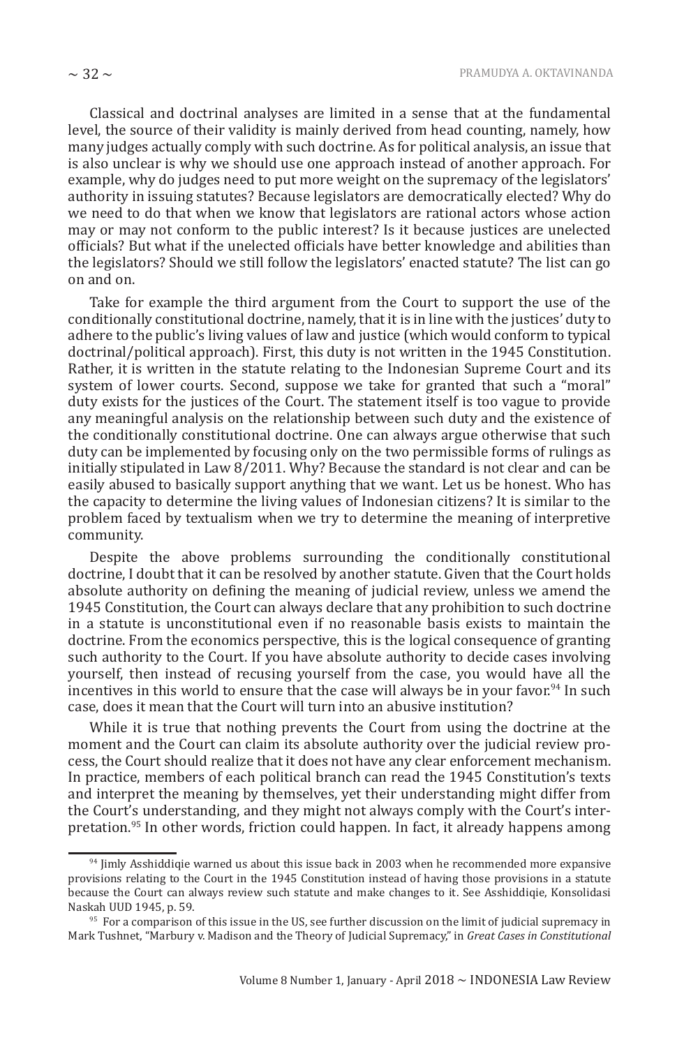Classical and doctrinal analyses are limited in a sense that at the fundamental level, the source of their validity is mainly derived from head counting, namely, how many judges actually comply with such doctrine. As for political analysis, an issue that is also unclear is why we should use one approach instead of another approach. For example, why do judges need to put more weight on the supremacy of the legislators' authority in issuing statutes? Because legislators are democratically elected? Why do we need to do that when we know that legislators are rational actors whose action may or may not conform to the public interest? Is it because justices are unelected officials? But what if the unelected officials have better knowledge and abilities than the legislators? Should we still follow the legislators' enacted statute? The list can go on and on.

Take for example the third argument from the Court to support the use of the conditionally constitutional doctrine, namely, that it is in line with the justices' duty to adhere to the public's living values of law and justice (which would conform to typical doctrinal/political approach). First, this duty is not written in the 1945 Constitution. Rather, it is written in the statute relating to the Indonesian Supreme Court and its system of lower courts. Second, suppose we take for granted that such a "moral" duty exists for the justices of the Court. The statement itself is too vague to provide any meaningful analysis on the relationship between such duty and the existence of the conditionally constitutional doctrine. One can always argue otherwise that such duty can be implemented by focusing only on the two permissible forms of rulings as initially stipulated in Law 8/2011. Why? Because the standard is not clear and can be easily abused to basically support anything that we want. Let us be honest. Who has the capacity to determine the living values of Indonesian citizens? It is similar to the problem faced by textualism when we try to determine the meaning of interpretive community.

Despite the above problems surrounding the conditionally constitutional doctrine, I doubt that it can be resolved by another statute. Given that the Court holds absolute authority on defining the meaning of judicial review, unless we amend the 1945 Constitution, the Court can always declare that any prohibition to such doctrine in a statute is unconstitutional even if no reasonable basis exists to maintain the doctrine. From the economics perspective, this is the logical consequence of granting such authority to the Court. If you have absolute authority to decide cases involving yourself, then instead of recusing yourself from the case, you would have all the incentives in this world to ensure that the case will always be in your favor.[94] In such case, does it mean that the Court will turn into an abusive institution?

While it is true that nothing prevents the Court from using the doctrine at the moment and the Court can claim its absolute authority over the judicial review process, the Court should realize that it does not have any clear enforcement mechanism. In practice, members of each political branch can read the 1945 Constitution's texts and interpret the meaning by themselves, yet their understanding might differ from the Court's understanding, and they might not always comply with the Court's interpretation.[95] In other words, friction could happen. In fact, it already happens among

---

[94] Jimly Asshiddiqie warned us about this issue back in 2003 when he recommended more expansive provisions relating to the Court in the 1945 Constitution instead of having those provisions in a statute because the Court can always review such statute and make changes to it. See Asshiddiqie, Konsolidasi Naskah UUD 1945, p. 59.

[95] For a comparison of this issue in the US, see further discussion on the limit of judicial supremacy in Mark Tushnet, "Marbury v. Madison and the Theory of Judicial Supremacy," in *Great Cases in Constitutional*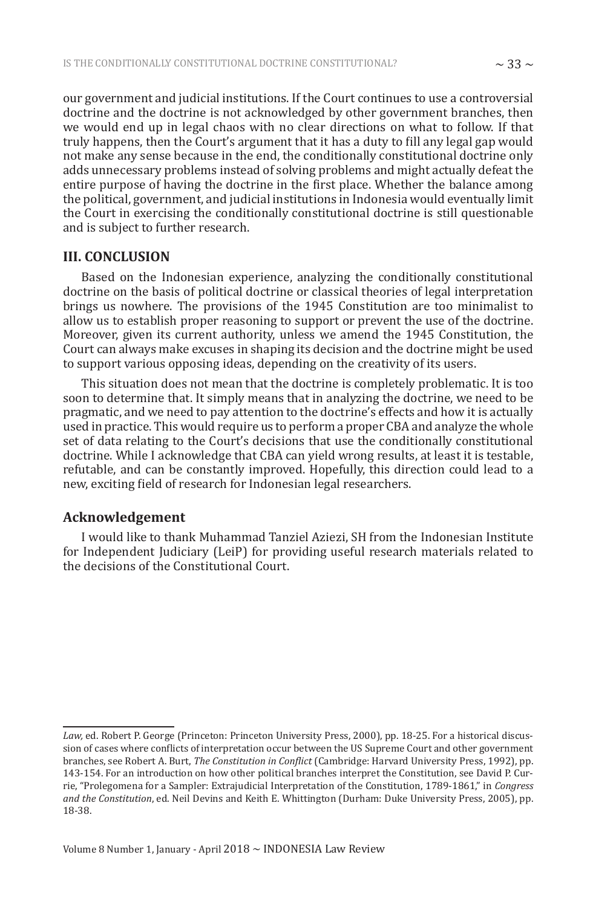our government and judicial institutions. If the Court continues to use a controversial doctrine and the doctrine is not acknowledged by other government branches, then we would end up in legal chaos with no clear directions on what to follow. If that truly happens, then the Court's argument that it has a duty to fill any legal gap would not make any sense because in the end, the conditionally constitutional doctrine only adds unnecessary problems instead of solving problems and might actually defeat the entire purpose of having the doctrine in the first place. Whether the balance among the political, government, and judicial institutions in Indonesia would eventually limit the Court in exercising the conditionally constitutional doctrine is still questionable and is subject to further research.

## III. CONCLUSION

Based on the Indonesian experience, analyzing the conditionally constitutional doctrine on the basis of political doctrine or classical theories of legal interpretation brings us nowhere. The provisions of the 1945 Constitution are too minimalist to allow us to establish proper reasoning to support or prevent the use of the doctrine. Moreover, given its current authority, unless we amend the 1945 Constitution, the Court can always make excuses in shaping its decision and the doctrine might be used to support various opposing ideas, depending on the creativity of its users.

This situation does not mean that the doctrine is completely problematic. It is too soon to determine that. It simply means that in analyzing the doctrine, we need to be pragmatic, and we need to pay attention to the doctrine's effects and how it is actually used in practice. This would require us to perform a proper CBA and analyze the whole set of data relating to the Court's decisions that use the conditionally constitutional doctrine. While I acknowledge that CBA can yield wrong results, at least it is testable, refutable, and can be constantly improved. Hopefully, this direction could lead to a new, exciting field of research for Indonesian legal researchers.

### Acknowledgement

I would like to thank Muhammad Tanziel Aziezi, SH from the Indonesian Institute for Independent Judiciary (LeiP) for providing useful research materials related to the decisions of the Constitutional Court.

---

*Law,* ed. Robert P. George (Princeton: Princeton University Press, 2000), pp. 18-25. For a historical discussion of cases where conflicts of interpretation occur between the US Supreme Court and other government branches, see Robert A. Burt, *The Constitution in Conflict* (Cambridge: Harvard University Press, 1992), pp. 143-154. For an introduction on how other political branches interpret the Constitution, see David P. Currie, "Prolegomena for a Sampler: Extrajudicial Interpretation of the Constitution, 1789-1861," in *Congress and the Constitution*, ed. Neil Devins and Keith E. Whittington (Durham: Duke University Press, 2005), pp. 18-38.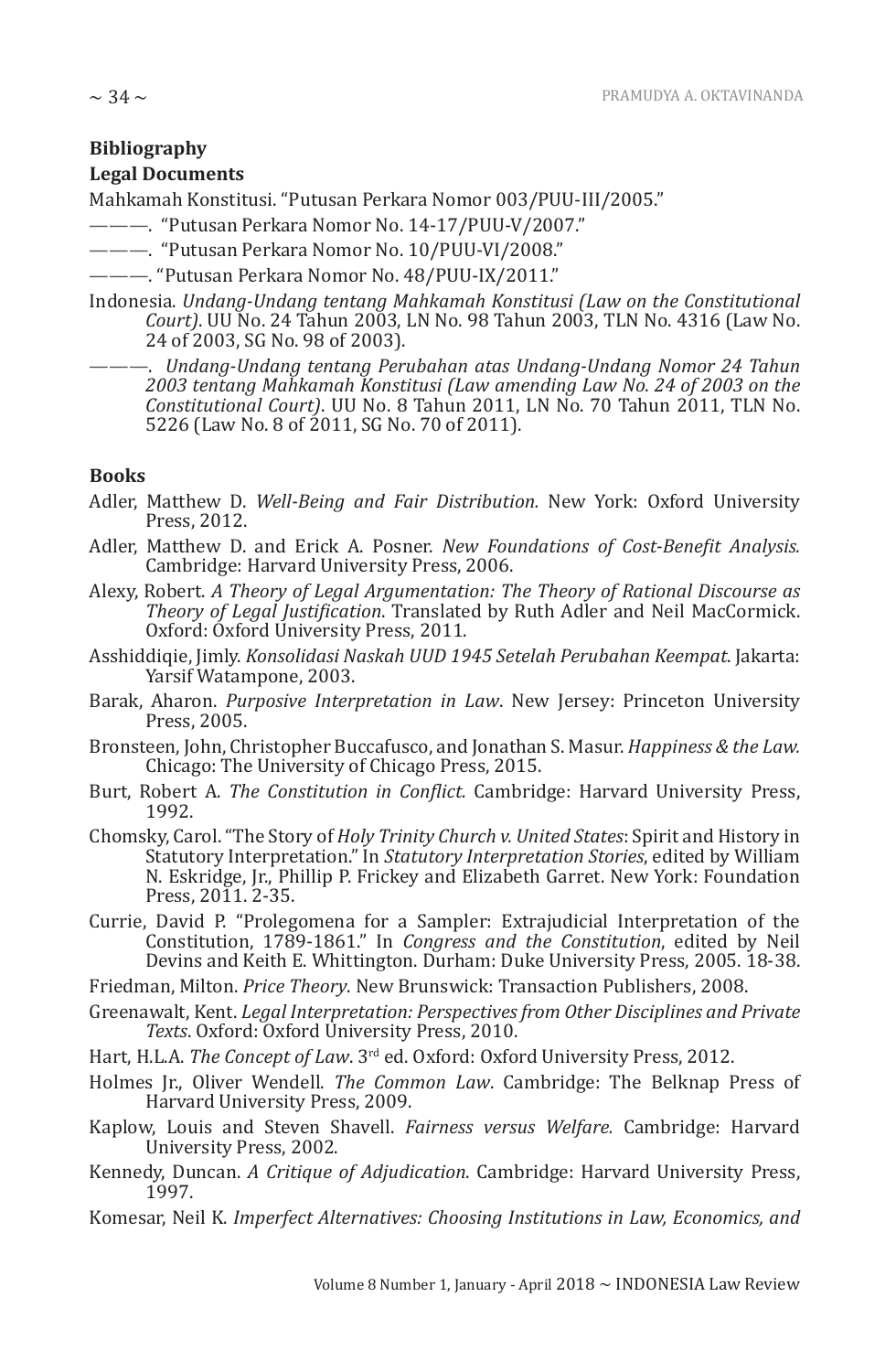**Bibliography**

**Legal Documents**

Mahkamah Konstitusi. "Putusan Perkara Nomor 003/PUU-III/2005."

———. "Putusan Perkara Nomor No. 14-17/PUU-V/2007."

———. "Putusan Perkara Nomor No. 10/PUU-VI/2008."

———. "Putusan Perkara Nomor No. 48/PUU-IX/2011."

Indonesia. *Undang-Undang tentang Mahkamah Konstitusi (Law on the Constitutional Court)*. UU No. 24 Tahun 2003, LN No. 98 Tahun 2003, TLN No. 4316 (Law No. 24 of 2003, SG No. 98 of 2003).

———. *Undang-Undang tentang Perubahan atas Undang-Undang Nomor 24 Tahun 2003 tentang Mahkamah Konstitusi (Law amending Law No. 24 of 2003 on the Constitutional Court)*. UU No. 8 Tahun 2011, LN No. 70 Tahun 2011, TLN No. 5226 (Law No. 8 of 2011, SG No. 70 of 2011).

**Books**

Adler, Matthew D. *Well-Being and Fair Distribution.* New York: Oxford University Press, 2012.

Adler, Matthew D. and Erick A. Posner. *New Foundations of Cost-Benefit Analysis.* Cambridge: Harvard University Press, 2006.

Alexy, Robert. *A Theory of Legal Argumentation: The Theory of Rational Discourse as Theory of Legal Justification*. Translated by Ruth Adler and Neil MacCormick. Oxford: Oxford University Press, 2011.

Asshiddiqie, Jimly. *Konsolidasi Naskah UUD 1945 Setelah Perubahan Keempat.* Jakarta: Yarsif Watampone, 2003.

Barak, Aharon. *Purposive Interpretation in Law*. New Jersey: Princeton University Press, 2005.

Bronsteen, John, Christopher Buccafusco, and Jonathan S. Masur. *Happiness & the Law.* Chicago: The University of Chicago Press, 2015.

Burt, Robert A. *The Constitution in Conflict.* Cambridge: Harvard University Press, 1992.

Chomsky, Carol. "The Story of *Holy Trinity Church v. United States*: Spirit and History in Statutory Interpretation." In *Statutory Interpretation Stories*, edited by William N. Eskridge, Jr., Phillip P. Frickey and Elizabeth Garret. New York: Foundation Press, 2011. 2-35.

Currie, David P. "Prolegomena for a Sampler: Extrajudicial Interpretation of the Constitution, 1789-1861." In *Congress and the Constitution*, edited by Neil Devins and Keith E. Whittington. Durham: Duke University Press, 2005. 18-38.

Friedman, Milton. *Price Theory*. New Brunswick: Transaction Publishers, 2008.

Greenawalt, Kent. *Legal Interpretation: Perspectives from Other Disciplines and Private Texts*. Oxford: Oxford University Press, 2010.

Hart, H.L.A. *The Concept of Law*. 3rd ed. Oxford: Oxford University Press, 2012.

Holmes Jr., Oliver Wendell. *The Common Law*. Cambridge: The Belknap Press of Harvard University Press, 2009.

Kaplow, Louis and Steven Shavell. *Fairness versus Welfare.* Cambridge: Harvard University Press, 2002.

Kennedy, Duncan. *A Critique of Adjudication*. Cambridge: Harvard University Press, 1997.

Komesar, Neil K. *Imperfect Alternatives: Choosing Institutions in Law, Economics, and*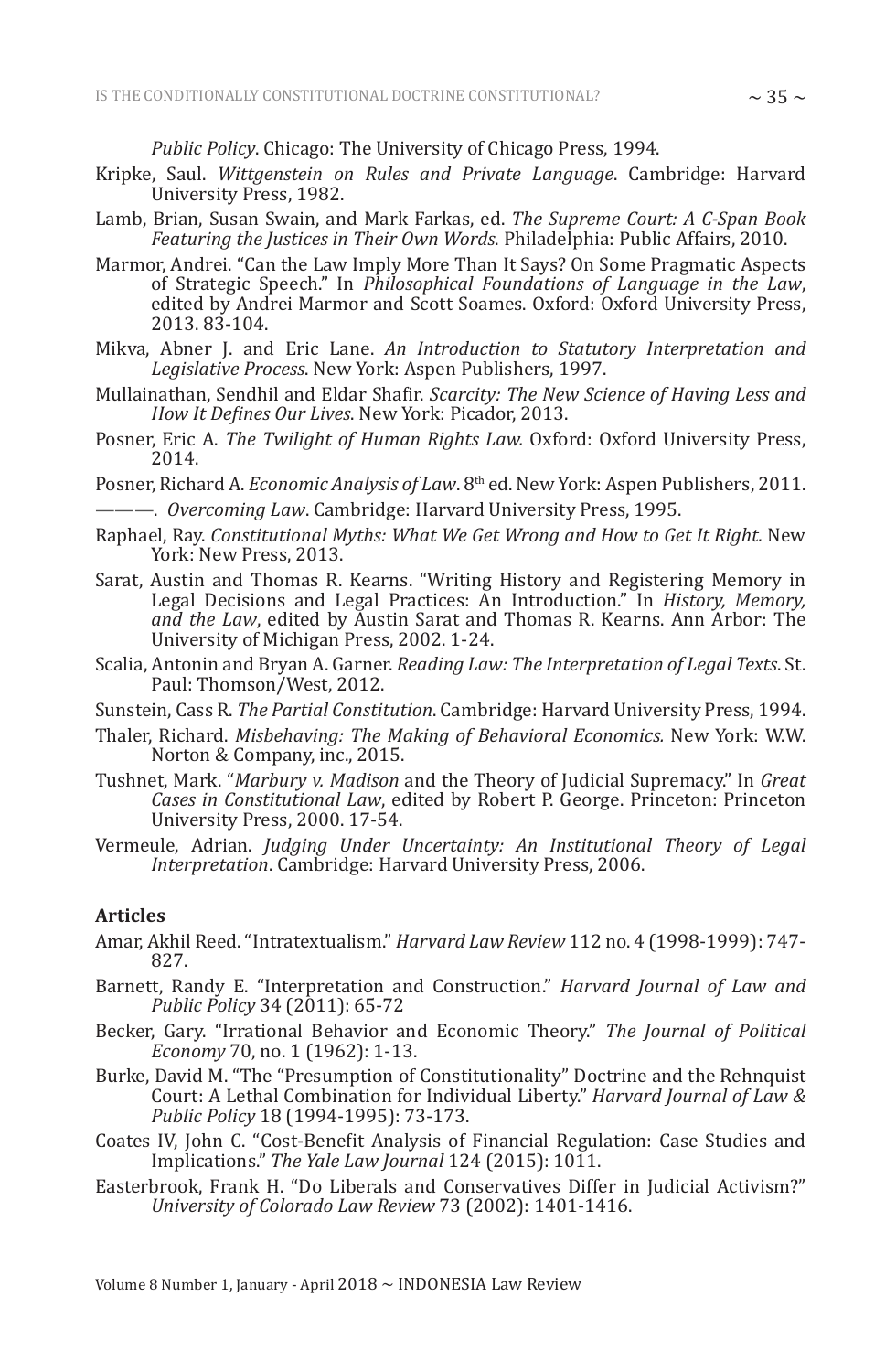*Public Policy*. Chicago: The University of Chicago Press, 1994.

Kripke, Saul. *Wittgenstein on Rules and Private Language*. Cambridge: Harvard University Press, 1982.

Lamb, Brian, Susan Swain, and Mark Farkas, ed. *The Supreme Court: A C-Span Book Featuring the Justices in Their Own Words*. Philadelphia: Public Affairs, 2010.

Marmor, Andrei. "Can the Law Imply More Than It Says? On Some Pragmatic Aspects of Strategic Speech." In *Philosophical Foundations of Language in the Law*, edited by Andrei Marmor and Scott Soames. Oxford: Oxford University Press, 2013. 83-104.

Mikva, Abner J. and Eric Lane. *An Introduction to Statutory Interpretation and Legislative Process*. New York: Aspen Publishers, 1997.

Mullainathan, Sendhil and Eldar Shafir. *Scarcity: The New Science of Having Less and How It Defines Our Lives*. New York: Picador, 2013.

Posner, Eric A. *The Twilight of Human Rights Law.* Oxford: Oxford University Press, 2014.

Posner, Richard A. *Economic Analysis of Law*. 8th ed. New York: Aspen Publishers, 2011.

———. *Overcoming Law*. Cambridge: Harvard University Press, 1995.

Raphael, Ray. *Constitutional Myths: What We Get Wrong and How to Get It Right.* New York: New Press, 2013.

Sarat, Austin and Thomas R. Kearns. "Writing History and Registering Memory in Legal Decisions and Legal Practices: An Introduction." In *History, Memory, and the Law*, edited by Austin Sarat and Thomas R. Kearns. Ann Arbor: The University of Michigan Press, 2002. 1-24.

Scalia, Antonin and Bryan A. Garner. *Reading Law: The Interpretation of Legal Texts*. St. Paul: Thomson/West, 2012.

Sunstein, Cass R. *The Partial Constitution*. Cambridge: Harvard University Press, 1994.

Thaler, Richard. *Misbehaving: The Making of Behavioral Economics.* New York: W.W. Norton & Company, inc., 2015.

Tushnet, Mark. "*Marbury v. Madison* and the Theory of Judicial Supremacy." In *Great Cases in Constitutional Law*, edited by Robert P. George. Princeton: Princeton University Press, 2000. 17-54.

Vermeule, Adrian. *Judging Under Uncertainty: An Institutional Theory of Legal Interpretation*. Cambridge: Harvard University Press, 2006.

**Articles**

Amar, Akhil Reed. "Intratextualism." *Harvard Law Review* 112 no. 4 (1998-1999): 747-827.

Barnett, Randy E. "Interpretation and Construction." *Harvard Journal of Law and Public Policy* 34 (2011): 65-72

Becker, Gary. "Irrational Behavior and Economic Theory." *The Journal of Political Economy* 70, no. 1 (1962): 1-13.

Burke, David M. "The "Presumption of Constitutionality" Doctrine and the Rehnquist Court: A Lethal Combination for Individual Liberty." *Harvard Journal of Law & Public Policy* 18 (1994-1995): 73-173.

Coates IV, John C. "Cost-Benefit Analysis of Financial Regulation: Case Studies and Implications." *The Yale Law Journal* 124 (2015): 1011.

Easterbrook, Frank H. "Do Liberals and Conservatives Differ in Judicial Activism?" *University of Colorado Law Review* 73 (2002): 1401-1416.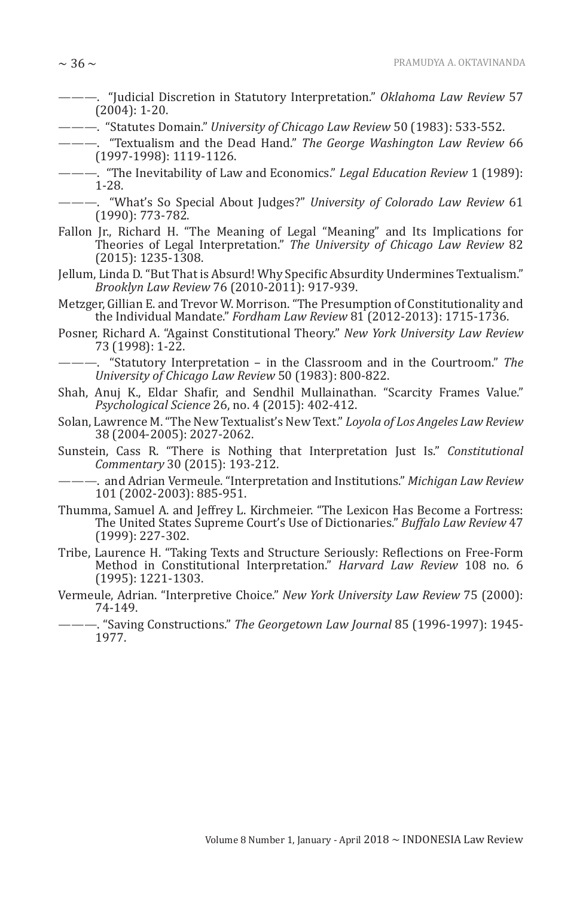———. "Judicial Discretion in Statutory Interpretation." *Oklahoma Law Review* 57 (2004): 1-20.

———. "Statutes Domain." *University of Chicago Law Review* 50 (1983): 533-552.

———. "Textualism and the Dead Hand." *The George Washington Law Review* 66 (1997-1998): 1119-1126.

———. "The Inevitability of Law and Economics." *Legal Education Review* 1 (1989): 1-28.

———. "What's So Special About Judges?" *University of Colorado Law Review* 61 (1990): 773-782.

Fallon Jr., Richard H. "The Meaning of Legal "Meaning" and Its Implications for Theories of Legal Interpretation." *The University of Chicago Law Review* 82 (2015): 1235-1308.

Jellum, Linda D. "But That is Absurd! Why Specific Absurdity Undermines Textualism." *Brooklyn Law Review* 76 (2010-2011): 917-939.

Metzger, Gillian E. and Trevor W. Morrison. "The Presumption of Constitutionality and the Individual Mandate." *Fordham Law Review* 81 (2012-2013): 1715-1736.

Posner, Richard A. "Against Constitutional Theory." *New York University Law Review* 73 (1998): 1-22.

———. "Statutory Interpretation – in the Classroom and in the Courtroom." *The University of Chicago Law Review* 50 (1983): 800-822.

Shah, Anuj K., Eldar Shafir, and Sendhil Mullainathan. "Scarcity Frames Value." *Psychological Science* 26, no. 4 (2015): 402-412.

Solan, Lawrence M. "The New Textualist's New Text." *Loyola of Los Angeles Law Review* 38 (2004-2005): 2027-2062.

Sunstein, Cass R. "There is Nothing that Interpretation Just Is." *Constitutional Commentary* 30 (2015): 193-212.

———. and Adrian Vermeule. "Interpretation and Institutions." *Michigan Law Review* 101 (2002-2003): 885-951.

Thumma, Samuel A. and Jeffrey L. Kirchmeier. "The Lexicon Has Become a Fortress: The United States Supreme Court's Use of Dictionaries." *Buffalo Law Review* 47 (1999): 227-302.

Tribe, Laurence H. "Taking Texts and Structure Seriously: Reflections on Free-Form Method in Constitutional Interpretation." *Harvard Law Review* 108 no. 6 (1995): 1221-1303.

Vermeule, Adrian. "Interpretive Choice." *New York University Law Review* 75 (2000): 74-149.

———. "Saving Constructions." *The Georgetown Law Journal* 85 (1996-1997): 1945-1977.